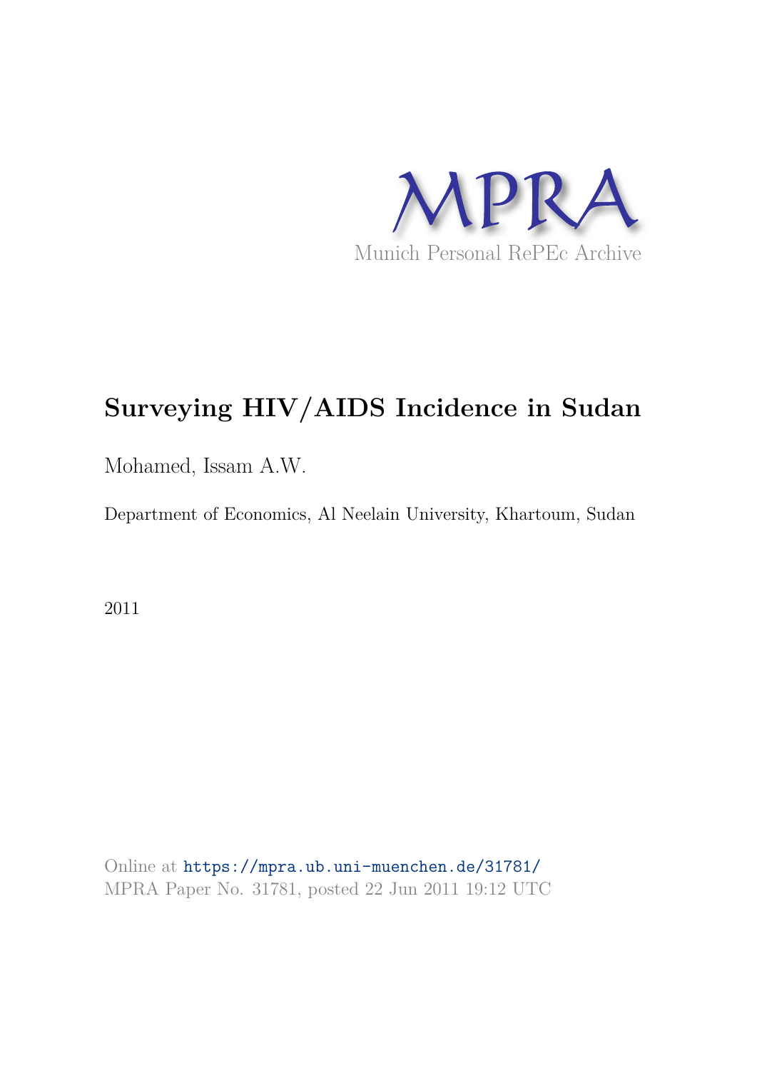MPRA

Munich Personal RePEc Archive

# Surveying HIV/AIDS Incidence in Sudan

Mohamed, Issam A.W.

Department of Economics, Al Neelain University, Khartoum, Sudan

2011

Online at https://mpra.ub.uni-muenchen.de/31781/
MPRA Paper No. 31781, posted 22 Jun 2011 19:12 UTC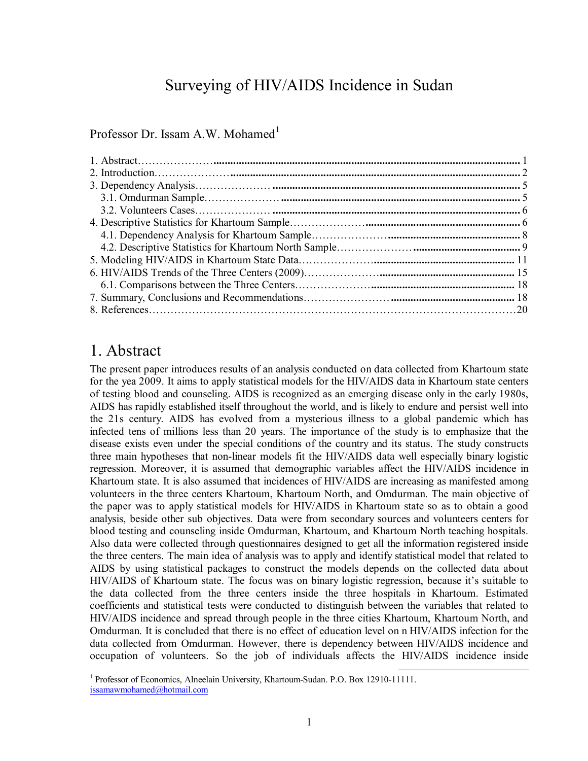# Surveying of HIV/AIDS Incidence in Sudan

Professor Dr. Issam A.W. Mohamed[1]

1. Abstract………………….......................................................................................................... 1
2. Introduction…………………................................................................................................... 2
3. Dependency Analysis………………… ..................................................................................... 5
   - 3.1. Omdurman Sample………………… ............................................................................... 5
   - 3.2. Volunteers Cases………………… .................................................................................. 6
4. Descriptive Statistics for Khartoum Sample………………….................................................... 6
   - 4.1. Dependency Analysis for Khartoum Sample………………… ......................................... 8
   - 4.2. Descriptive Statistics for Khartoum North Sample…………………................................. 9
5. Modeling HIV/AIDS in Khartoum State Data…………………............................................... 11
6. HIV/AIDS Trends of the Three Centers (2009)…………………............................................ 15
   - 6.1. Comparisons between the Three Centers…………………............................................. 18
7. Summary, Conclusions and Recommendations………………….......................................... 18
8. References……………………………………………………………………………………20

# 1. Abstract

The present paper introduces results of an analysis conducted on data collected from Khartoum state for the yea 2009. It aims to apply statistical models for the HIV/AIDS data in Khartoum state centers of testing blood and counseling. AIDS is recognized as an emerging disease only in the early 1980s, AIDS has rapidly established itself throughout the world, and is likely to endure and persist well into the 21s century. AIDS has evolved from a mysterious illness to a global pandemic which has infected tens of millions less than 20 years. The importance of the study is to emphasize that the disease exists even under the special conditions of the country and its status. The study constructs three main hypotheses that non-linear models fit the HIV/AIDS data well especially binary logistic regression. Moreover, it is assumed that demographic variables affect the HIV/AIDS incidence in Khartoum state. It is also assumed that incidences of HIV/AIDS are increasing as manifested among volunteers in the three centers Khartoum, Khartoum North, and Omdurman. The main objective of the paper was to apply statistical models for HIV/AIDS in Khartoum state so as to obtain a good analysis, beside other sub objectives. Data were from secondary sources and volunteers centers for blood testing and counseling inside Omdurman, Khartoum, and Khartoum North teaching hospitals. Also data were collected through questionnaires designed to get all the information registered inside the three centers. The main idea of analysis was to apply and identify statistical model that related to AIDS by using statistical packages to construct the models depends on the collected data about HIV/AIDS of Khartoum state. The focus was on binary logistic regression, because it's suitable to the data collected from the three centers inside the three hospitals in Khartoum. Estimated coefficients and statistical tests were conducted to distinguish between the variables that related to HIV/AIDS incidence and spread through people in the three cities Khartoum, Khartoum North, and Omdurman. It is concluded that there is no effect of education level on n HIV/AIDS infection for the data collected from Omdurman. However, there is dependency between HIV/AIDS incidence and occupation of volunteers. So the job of individuals affects the HIV/AIDS incidence inside

[1] Professor of Economics, Alneelain University, Khartoum-Sudan. P.O. Box 12910-11111. issamawmohamed@hotmail.com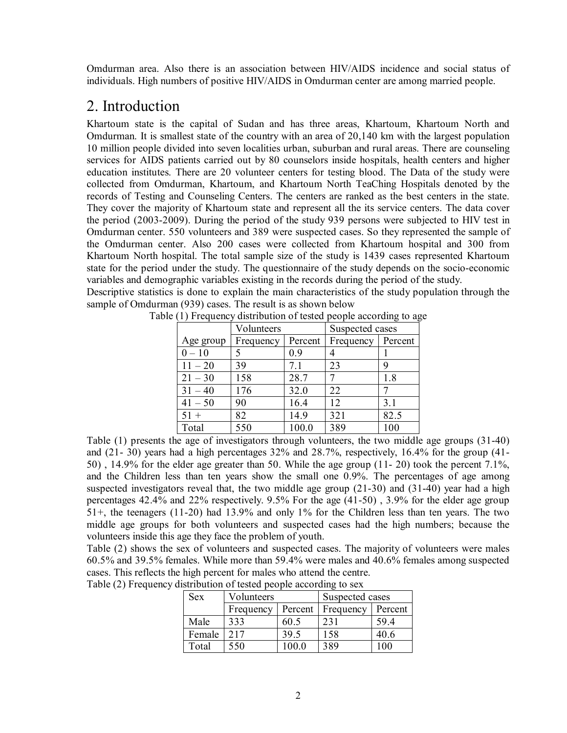Omdurman area. Also there is an association between HIV/AIDS incidence and social status of individuals. High numbers of positive HIV/AIDS in Omdurman center are among married people.

# 2. Introduction

Khartoum state is the capital of Sudan and has three areas, Khartoum, Khartoum North and Omdurman. It is smallest state of the country with an area of 20,140 km with the largest population 10 million people divided into seven localities urban, suburban and rural areas. There are counseling services for AIDS patients carried out by 80 counselors inside hospitals, health centers and higher education institutes. There are 20 volunteer centers for testing blood. The Data of the study were collected from Omdurman, Khartoum, and Khartoum North TeaChing Hospitals denoted by the records of Testing and Counseling Centers. The centers are ranked as the best centers in the state. They cover the majority of Khartoum state and represent all the its service centers. The data cover the period (2003-2009). During the period of the study 939 persons were subjected to HIV test in Omdurman center. 550 volunteers and 389 were suspected cases. So they represented the sample of the Omdurman center. Also 200 cases were collected from Khartoum hospital and 300 from Khartoum North hospital. The total sample size of the study is 1439 cases represented Khartoum state for the period under the study. The questionnaire of the study depends on the socio-economic variables and demographic variables existing in the records during the period of the study.

Descriptive statistics is done to explain the main characteristics of the study population through the sample of Omdurman (939) cases. The result is as shown below

Table (1) Frequency distribution of tested people according to age

| | Volunteers | | Suspected cases | |
|---|---|---|---|---|
| Age group | Frequency | Percent | Frequency | Percent |
| 0 – 10 | 5 | 0.9 | 4 | 1 |
| 11 – 20 | 39 | 7.1 | 23 | 9 |
| 21 – 30 | 158 | 28.7 | 7 | 1.8 |
| 31 – 40 | 176 | 32.0 | 22 | 7 |
| 41 – 50 | 90 | 16.4 | 12 | 3.1 |
| 51 + | 82 | 14.9 | 321 | 82.5 |
| Total | 550 | 100.0 | 389 | 100 |

Table (1) presents the age of investigators through volunteers, the two middle age groups (31-40) and (21- 30) years had a high percentages 32% and 28.7%, respectively, 16.4% for the group (41-50) , 14.9% for the elder age greater than 50. While the age group (11- 20) took the percent 7.1%, and the Children less than ten years show the small one 0.9%. The percentages of age among suspected investigators reveal that, the two middle age group (21-30) and (31-40) year had a high percentages 42.4% and 22% respectively. 9.5% For the age (41-50) , 3.9% for the elder age group 51+, the teenagers (11-20) had 13.9% and only 1% for the Children less than ten years. The two middle age groups for both volunteers and suspected cases had the high numbers; because the volunteers inside this age they face the problem of youth.

Table (2) shows the sex of volunteers and suspected cases. The majority of volunteers were males 60.5% and 39.5% females. While more than 59.4% were males and 40.6% females among suspected cases. This reflects the high percent for males who attend the centre.

Table (2) Frequency distribution of tested people according to sex

| Sex | Volunteers | | Suspected cases | |
|---|---|---|---|---|
| | Frequency | Percent | Frequency | Percent |
| Male | 333 | 60.5 | 231 | 59.4 |
| Female | 217 | 39.5 | 158 | 40.6 |
| Total | 550 | 100.0 | 389 | 100 |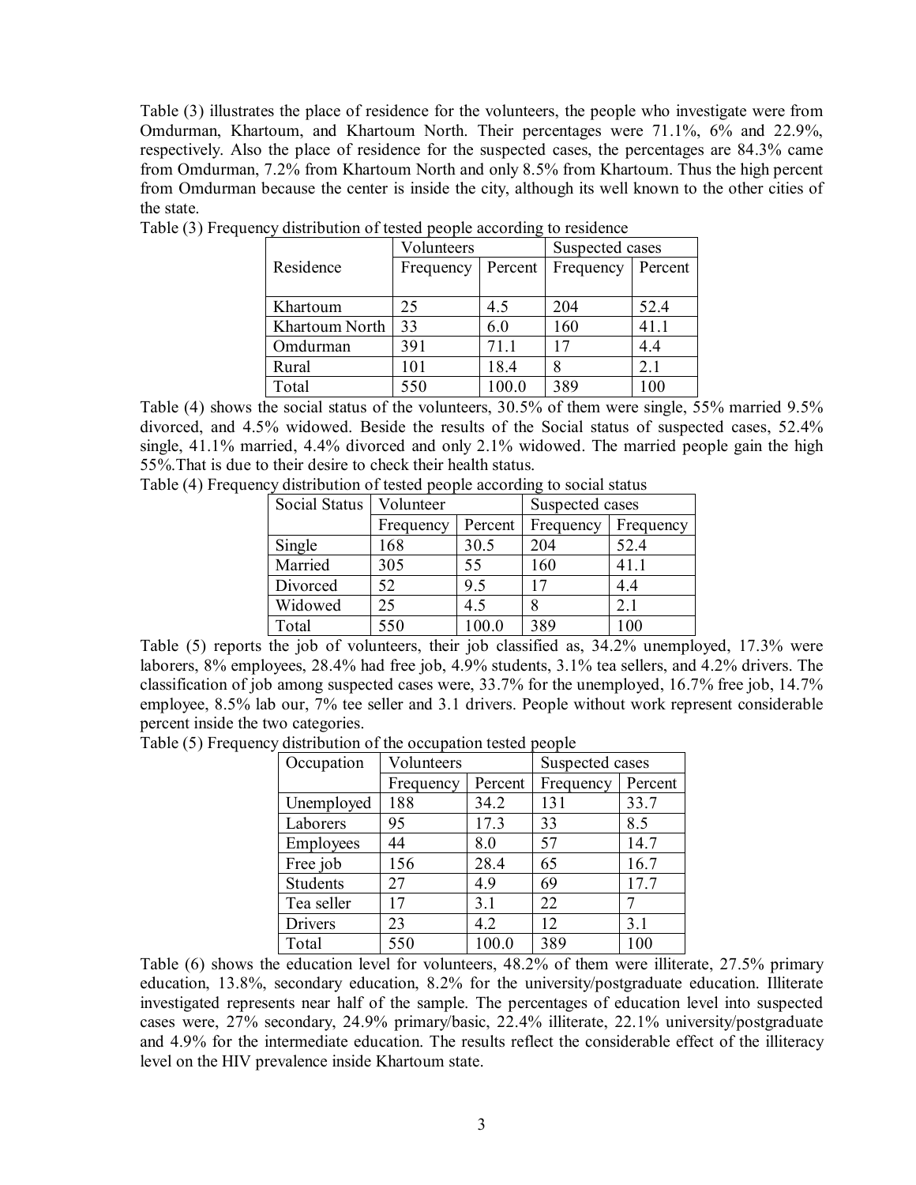Table (3) illustrates the place of residence for the volunteers, the people who investigate were from Omdurman, Khartoum, and Khartoum North. Their percentages were 71.1%, 6% and 22.9%, respectively. Also the place of residence for the suspected cases, the percentages are 84.3% came from Omdurman, 7.2% from Khartoum North and only 8.5% from Khartoum. Thus the high percent from Omdurman because the center is inside the city, although its well known to the other cities of the state.

Table (3) Frequency distribution of tested people according to residence

| Residence | Volunteers | | Suspected cases | |
|---|---|---|---|---|
| | Frequency | Percent | Frequency | Percent |
| Khartoum | 25 | 4.5 | 204 | 52.4 |
| Khartoum North | 33 | 6.0 | 160 | 41.1 |
| Omdurman | 391 | 71.1 | 17 | 4.4 |
| Rural | 101 | 18.4 | 8 | 2.1 |
| Total | 550 | 100.0 | 389 | 100 |

Table (4) shows the social status of the volunteers, 30.5% of them were single, 55% married 9.5% divorced, and 4.5% widowed. Beside the results of the Social status of suspected cases, 52.4% single, 41.1% married, 4.4% divorced and only 2.1% widowed. The married people gain the high 55%.That is due to their desire to check their health status.

Table (4) Frequency distribution of tested people according to social status

| Social Status | Volunteer | | Suspected cases | |
|---|---|---|---|---|
| | Frequency | Percent | Frequency | Frequency |
| Single | 168 | 30.5 | 204 | 52.4 |
| Married | 305 | 55 | 160 | 41.1 |
| Divorced | 52 | 9.5 | 17 | 4.4 |
| Widowed | 25 | 4.5 | 8 | 2.1 |
| Total | 550 | 100.0 | 389 | 100 |

Table (5) reports the job of volunteers, their job classified as, 34.2% unemployed, 17.3% were laborers, 8% employees, 28.4% had free job, 4.9% students, 3.1% tea sellers, and 4.2% drivers. The classification of job among suspected cases were, 33.7% for the unemployed, 16.7% free job, 14.7% employee, 8.5% lab our, 7% tee seller and 3.1 drivers. People without work represent considerable percent inside the two categories.

Table (5) Frequency distribution of the occupation tested people

| Occupation | Volunteers | | Suspected cases | |
|---|---|---|---|---|
| | Frequency | Percent | Frequency | Percent |
| Unemployed | 188 | 34.2 | 131 | 33.7 |
| Laborers | 95 | 17.3 | 33 | 8.5 |
| Employees | 44 | 8.0 | 57 | 14.7 |
| Free job | 156 | 28.4 | 65 | 16.7 |
| Students | 27 | 4.9 | 69 | 17.7 |
| Tea seller | 17 | 3.1 | 22 | 7 |
| Drivers | 23 | 4.2 | 12 | 3.1 |
| Total | 550 | 100.0 | 389 | 100 |

Table (6) shows the education level for volunteers, 48.2% of them were illiterate, 27.5% primary education, 13.8%, secondary education, 8.2% for the university/postgraduate education. Illiterate investigated represents near half of the sample. The percentages of education level into suspected cases were, 27% secondary, 24.9% primary/basic, 22.4% illiterate, 22.1% university/postgraduate and 4.9% for the intermediate education. The results reflect the considerable effect of the illiteracy level on the HIV prevalence inside Khartoum state.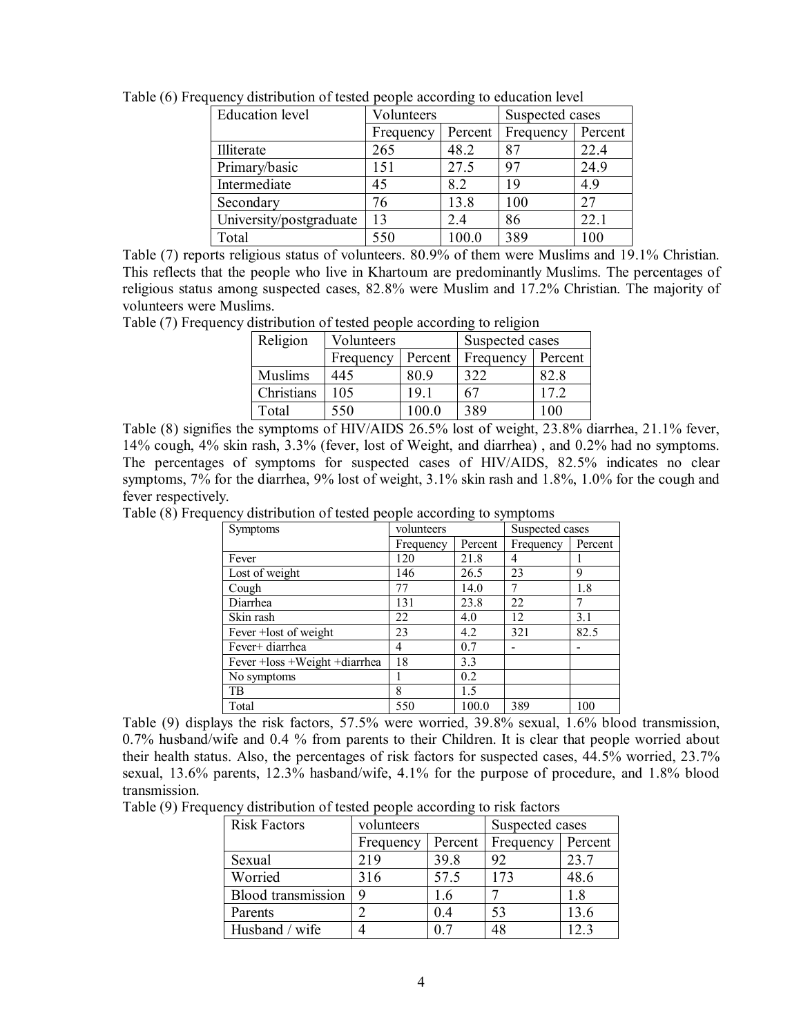Table (6) Frequency distribution of tested people according to education level

| Education level | Volunteers | | Suspected cases | |
|---|---|---|---|---|
| | Frequency | Percent | Frequency | Percent |
| Illiterate | 265 | 48.2 | 87 | 22.4 |
| Primary/basic | 151 | 27.5 | 97 | 24.9 |
| Intermediate | 45 | 8.2 | 19 | 4.9 |
| Secondary | 76 | 13.8 | 100 | 27 |
| University/postgraduate | 13 | 2.4 | 86 | 22.1 |
| Total | 550 | 100.0 | 389 | 100 |

Table (7) reports religious status of volunteers. 80.9% of them were Muslims and 19.1% Christian. This reflects that the people who live in Khartoum are predominantly Muslims. The percentages of religious status among suspected cases, 82.8% were Muslim and 17.2% Christian. The majority of volunteers were Muslims.

Table (7) Frequency distribution of tested people according to religion

| Religion | Volunteers | | Suspected cases | |
|---|---|---|---|---|
| | Frequency | Percent | Frequency | Percent |
| Muslims | 445 | 80.9 | 322 | 82.8 |
| Christians | 105 | 19.1 | 67 | 17.2 |
| Total | 550 | 100.0 | 389 | 100 |

Table (8) signifies the symptoms of HIV/AIDS 26.5% lost of weight, 23.8% diarrhea, 21.1% fever, 14% cough, 4% skin rash, 3.3% (fever, lost of Weight, and diarrhea) , and 0.2% had no symptoms. The percentages of symptoms for suspected cases of HIV/AIDS, 82.5% indicates no clear symptoms, 7% for the diarrhea, 9% lost of weight, 3.1% skin rash and 1.8%, 1.0% for the cough and fever respectively.

Table (8) Frequency distribution of tested people according to symptoms

| Symptoms | volunteers | | Suspected cases | |
|---|---|---|---|---|
| | Frequency | Percent | Frequency | Percent |
| Fever | 120 | 21.8 | 4 | 1 |
| Lost of weight | 146 | 26.5 | 23 | 9 |
| Cough | 77 | 14.0 | 7 | 1.8 |
| Diarrhea | 131 | 23.8 | 22 | 7 |
| Skin rash | 22 | 4.0 | 12 | 3.1 |
| Fever +lost of weight | 23 | 4.2 | 321 | 82.5 |
| Fever+ diarrhea | 4 | 0.7 | - | - |
| Fever +loss +Weight +diarrhea | 18 | 3.3 | | |
| No symptoms | 1 | 0.2 | | |
| TB | 8 | 1.5 | | |
| Total | 550 | 100.0 | 389 | 100 |

Table (9) displays the risk factors, 57.5% were worried, 39.8% sexual, 1.6% blood transmission, 0.7% husband/wife and 0.4 % from parents to their Children. It is clear that people worried about their health status. Also, the percentages of risk factors for suspected cases, 44.5% worried, 23.7% sexual, 13.6% parents, 12.3% hasband/wife, 4.1% for the purpose of procedure, and 1.8% blood transmission.

Table (9) Frequency distribution of tested people according to risk factors

| Risk Factors | volunteers | | Suspected cases | |
|---|---|---|---|---|
| | Frequency | Percent | Frequency | Percent |
| Sexual | 219 | 39.8 | 92 | 23.7 |
| Worried | 316 | 57.5 | 173 | 48.6 |
| Blood transmission | 9 | 1.6 | 7 | 1.8 |
| Parents | 2 | 0.4 | 53 | 13.6 |
| Husband / wife | 4 | 0.7 | 48 | 12.3 |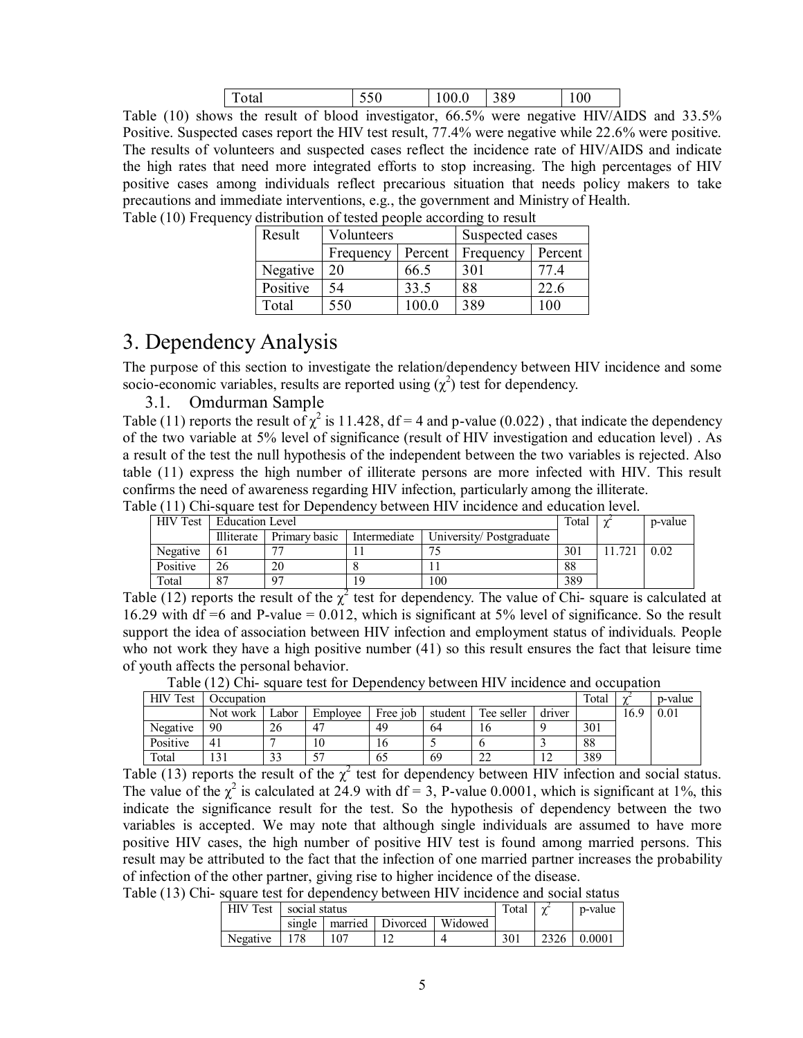| Total | 550 | 100.0 | 389 | 100 |
|---|---|---|---|---|

Table (10) shows the result of blood investigator, 66.5% were negative HIV/AIDS and 33.5% Positive. Suspected cases report the HIV test result, 77.4% were negative while 22.6% were positive. The results of volunteers and suspected cases reflect the incidence rate of HIV/AIDS and indicate the high rates that need more integrated efforts to stop increasing. The high percentages of HIV positive cases among individuals reflect precarious situation that needs policy makers to take precautions and immediate interventions, e.g., the government and Ministry of Health.

Table (10) Frequency distribution of tested people according to result

| Result | Volunteers | | Suspected cases | |
|---|---|---|---|---|
| | Frequency | Percent | Frequency | Percent |
| Negative | 20 | 66.5 | 301 | 77.4 |
| Positive | 54 | 33.5 | 88 | 22.6 |
| Total | 550 | 100.0 | 389 | 100 |

# 3. Dependency Analysis

The purpose of this section to investigate the relation/dependency between HIV incidence and some socio-economic variables, results are reported using ($\chi^2$) test for dependency.

## 3.1. Omdurman Sample

Table (11) reports the result of $\chi^2$ is 11.428, df = 4 and p-value (0.022) , that indicate the dependency of the two variable at 5% level of significance (result of HIV investigation and education level) . As a result of the test the null hypothesis of the independent between the two variables is rejected. Also table (11) express the high number of illiterate persons are more infected with HIV. This result confirms the need of awareness regarding HIV infection, particularly among the illiterate.

Table (11) Chi-square test for Dependency between HIV incidence and education level.

| HIV Test | Education Level | | | | Total | $\chi^2$ | p-value |
|---|---|---|---|---|---|---|---|
| | Illiterate | Primary basic | Intermediate | University/ Postgraduate | | | |
| Negative | 61 | 77 | 11 | 75 | 301 | 11.721 | 0.02 |
| Positive | 26 | 20 | 8 | 11 | 88 | | |
| Total | 87 | 97 | 19 | 100 | 389 | | |

Table (12) reports the result of the $\chi^2$ test for dependency. The value of Chi- square is calculated at 16.29 with df =6 and P-value = 0.012, which is significant at 5% level of significance. So the result support the idea of association between HIV infection and employment status of individuals. People who not work they have a high positive number (41) so this result ensures the fact that leisure time of youth affects the personal behavior.

Table (12) Chi- square test for Dependency between HIV incidence and occupation

| HIV Test | Occupation | | | | | | | Total | $\chi^2$ | p-value |
|---|---|---|---|---|---|---|---|---|---|---|
| | Not work | Labor | Employee | Free job | student | Tee seller | driver | | 16.9 | 0.01 |
| Negative | 90 | 26 | 47 | 49 | 64 | 16 | 9 | 301 | | |
| Positive | 41 | 7 | 10 | 16 | 5 | 6 | 3 | 88 | | |
| Total | 131 | 33 | 57 | 65 | 69 | 22 | 12 | 389 | | |

Table (13) reports the result of the $\chi^2$ test for dependency between HIV infection and social status. The value of the $\chi^2$ is calculated at 24.9 with df = 3, P-value 0.0001, which is significant at 1%, this indicate the significance result for the test. So the hypothesis of dependency between the two variables is accepted. We may note that although single individuals are assumed to have more positive HIV cases, the high number of positive HIV test is found among married persons. This result may be attributed to the fact that the infection of one married partner increases the probability of infection of the other partner, giving rise to higher incidence of the disease.

Table (13) Chi- square test for dependency between HIV incidence and social status

| HIV Test | social status | | | | Total | $\chi^2$ | p-value |
|---|---|---|---|---|---|---|---|
| | single | married | Divorced | Widowed | | | |
| Negative | 178 | 107 | 12 | 4 | 301 | 2326 | 0.0001 |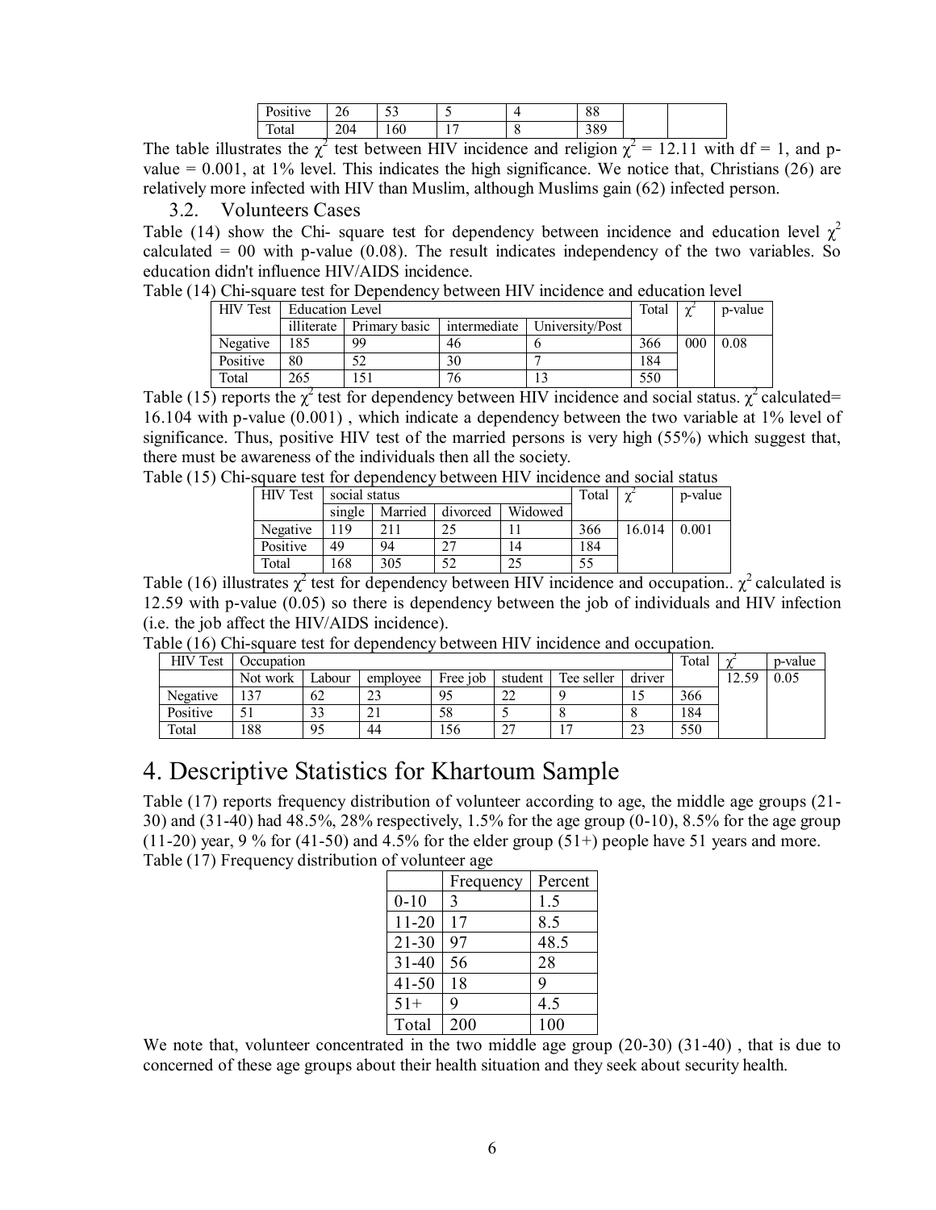| Positive | 26 | 53 | 5 | 4 | 88 | | |
|---|---|---|---|---|---|---|---|
| Total | 204 | 160 | 17 | 8 | 389 | | |

The table illustrates the $\chi^2$ test between HIV incidence and religion $\chi^2$ = 12.11 with df = 1, and p-value = 0.001, at 1% level. This indicates the high significance. We notice that, Christians (26) are relatively more infected with HIV than Muslim, although Muslims gain (62) infected person.

### 3.2. Volunteers Cases

Table (14) show the Chi- square test for dependency between incidence and education level $\chi^2$ calculated = 00 with p-value (0.08). The result indicates independency of the two variables. So education didn't influence HIV/AIDS incidence.

Table (14) Chi-square test for Dependency between HIV incidence and education level

| HIV Test | Education Level | | | | Total | $\chi^2$ | p-value |
|---|---|---|---|---|---|---|---|
| | illiterate | Primary basic | intermediate | University/Post | | | |
| Negative | 185 | 99 | 46 | 6 | 366 | 000 | 0.08 |
| Positive | 80 | 52 | 30 | 7 | 184 | | |
| Total | 265 | 151 | 76 | 13 | 550 | | |

Table (15) reports the $\chi^2$ test for dependency between HIV incidence and social status. $\chi^2$ calculated= 16.104 with p-value (0.001) , which indicate a dependency between the two variable at 1% level of significance. Thus, positive HIV test of the married persons is very high (55%) which suggest that, there must be awareness of the individuals then all the society.

Table (15) Chi-square test for dependency between HIV incidence and social status

| HIV Test | social status | | | | Total | $\chi^2$ | p-value |
|---|---|---|---|---|---|---|---|
| | single | Married | divorced | Widowed | | | |
| Negative | 119 | 211 | 25 | 11 | 366 | 16.014 | 0.001 |
| Positive | 49 | 94 | 27 | 14 | 184 | | |
| Total | 168 | 305 | 52 | 25 | 55 | | |

Table (16) illustrates $\chi^2$ test for dependency between HIV incidence and occupation.. $\chi^2$ calculated is 12.59 with p-value (0.05) so there is dependency between the job of individuals and HIV infection (i.e. the job affect the HIV/AIDS incidence).

Table (16) Chi-square test for dependency between HIV incidence and occupation.

| HIV Test | Occupation | | | | | | | Total | $\chi^2$ | p-value |
|---|---|---|---|---|---|---|---|---|---|---|
| | Not work | Labour | employee | Free job | student | Tee seller | driver | | 12.59 | 0.05 |
| Negative | 137 | 62 | 23 | 95 | 22 | 9 | 15 | 366 | | |
| Positive | 51 | 33 | 21 | 58 | 5 | 8 | 8 | 184 | | |
| Total | 188 | 95 | 44 | 156 | 27 | 17 | 23 | 550 | | |

# 4. Descriptive Statistics for Khartoum Sample

Table (17) reports frequency distribution of volunteer according to age, the middle age groups (21-30) and (31-40) had 48.5%, 28% respectively, 1.5% for the age group (0-10), 8.5% for the age group (11-20) year, 9 % for (41-50) and 4.5% for the elder group (51+) people have 51 years and more.

Table (17) Frequency distribution of volunteer age

| | Frequency | Percent |
|---|---|---|
| 0-10 | 3 | 1.5 |
| 11-20 | 17 | 8.5 |
| 21-30 | 97 | 48.5 |
| 31-40 | 56 | 28 |
| 41-50 | 18 | 9 |
| 51+ | 9 | 4.5 |
| Total | 200 | 100 |

We note that, volunteer concentrated in the two middle age group (20-30) (31-40) , that is due to concerned of these age groups about their health situation and they seek about security health.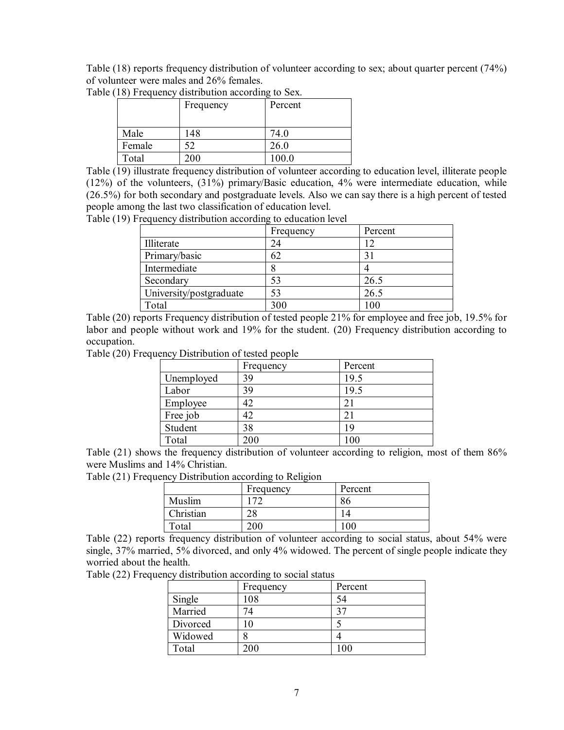Table (18) reports frequency distribution of volunteer according to sex; about quarter percent (74%) of volunteer were males and 26% females.

Table (18) Frequency distribution according to Sex.

| | Frequency | Percent |
|---|---|---|
| Male | 148 | 74.0 |
| Female | 52 | 26.0 |
| Total | 200 | 100.0 |

Table (19) illustrate frequency distribution of volunteer according to education level, illiterate people (12%) of the volunteers, (31%) primary/Basic education, 4% were intermediate education, while (26.5%) for both secondary and postgraduate levels. Also we can say there is a high percent of tested people among the last two classification of education level.

Table (19) Frequency distribution according to education level

| | Frequency | Percent |
|---|---|---|
| Illiterate | 24 | 12 |
| Primary/basic | 62 | 31 |
| Intermediate | 8 | 4 |
| Secondary | 53 | 26.5 |
| University/postgraduate | 53 | 26.5 |
| Total | 300 | 100 |

Table (20) reports Frequency distribution of tested people 21% for employee and free job, 19.5% for labor and people without work and 19% for the student. (20) Frequency distribution according to occupation.

Table (20) Frequency Distribution of tested people

| | Frequency | Percent |
|---|---|---|
| Unemployed | 39 | 19.5 |
| Labor | 39 | 19.5 |
| Employee | 42 | 21 |
| Free job | 42 | 21 |
| Student | 38 | 19 |
| Total | 200 | 100 |

Table (21) shows the frequency distribution of volunteer according to religion, most of them 86% were Muslims and 14% Christian.

Table (21) Frequency Distribution according to Religion

| | Frequency | Percent |
|---|---|---|
| Muslim | 172 | 86 |
| Christian | 28 | 14 |
| Total | 200 | 100 |

Table (22) reports frequency distribution of volunteer according to social status, about 54% were single, 37% married, 5% divorced, and only 4% widowed. The percent of single people indicate they worried about the health.

Table (22) Frequency distribution according to social status

| | Frequency | Percent |
|---|---|---|
| Single | 108 | 54 |
| Married | 74 | 37 |
| Divorced | 10 | 5 |
| Widowed | 8 | 4 |
| Total | 200 | 100 |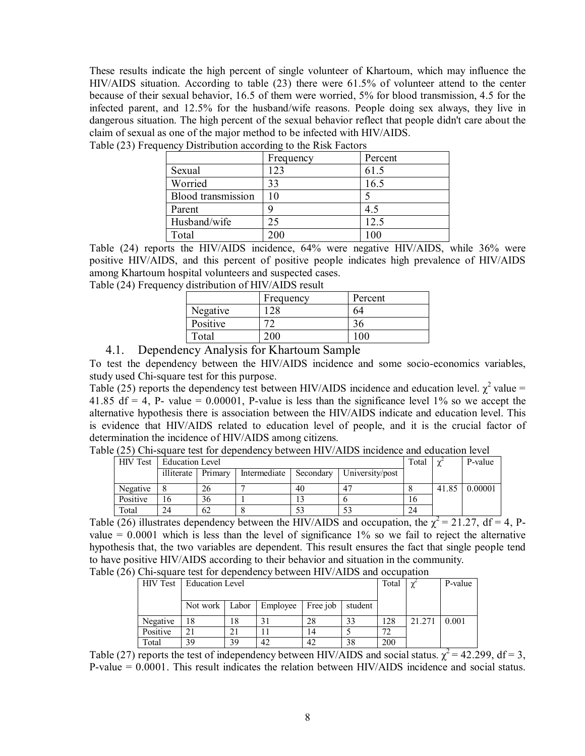These results indicate the high percent of single volunteer of Khartoum, which may influence the HIV/AIDS situation. According to table (23) there were 61.5% of volunteer attend to the center because of their sexual behavior, 16.5 of them were worried, 5% for blood transmission, 4.5 for the infected parent, and 12.5% for the husband/wife reasons. People doing sex always, they live in dangerous situation. The high percent of the sexual behavior reflect that people didn't care about the claim of sexual as one of the major method to be infected with HIV/AIDS.

Table (23) Frequency Distribution according to the Risk Factors

| | Frequency | Percent |
|---|---|---|
| Sexual | 123 | 61.5 |
| Worried | 33 | 16.5 |
| Blood transmission | 10 | 5 |
| Parent | 9 | 4.5 |
| Husband/wife | 25 | 12.5 |
| Total | 200 | 100 |

Table (24) reports the HIV/AIDS incidence, 64% were negative HIV/AIDS, while 36% were positive HIV/AIDS, and this percent of positive people indicates high prevalence of HIV/AIDS among Khartoum hospital volunteers and suspected cases.

Table (24) Frequency distribution of HIV/AIDS result

| | Frequency | Percent |
|---|---|---|
| Negative | 128 | 64 |
| Positive | 72 | 36 |
| Total | 200 | 100 |

## 4.1. Dependency Analysis for Khartoum Sample

To test the dependency between the HIV/AIDS incidence and some socio-economics variables, study used Chi-square test for this purpose.

Table (25) reports the dependency test between HIV/AIDS incidence and education level. $\chi^2$ value = 41.85 df = 4, P- value = 0.00001, P-value is less than the significance level 1% so we accept the alternative hypothesis there is association between the HIV/AIDS indicate and education level. This is evidence that HIV/AIDS related to education level of people, and it is the crucial factor of determination the incidence of HIV/AIDS among citizens.

Table (25) Chi-square test for dependency between HIV/AIDS incidence and education level

| HIV Test | Education Level | | | | | Total | $\chi^2$ | P-value |
|---|---|---|---|---|---|---|---|---|
| | illiterate | Primary | Intermediate | Secondary | University/post | | | |
| Negative | 8 | 26 | 7 | 40 | 47 | 8 | 41.85 | 0.00001 |
| Positive | 16 | 36 | 1 | 13 | 6 | 16 | | |
| Total | 24 | 62 | 8 | 53 | 53 | 24 | | |

Table (26) illustrates dependency between the HIV/AIDS and occupation, the $\chi^2$ = 21.27, df = 4, P-value = 0.0001 which is less than the level of significance 1% so we fail to reject the alternative hypothesis that, the two variables are dependent. This result ensures the fact that single people tend to have positive HIV/AIDS according to their behavior and situation in the community.

Table (26) Chi-square test for dependency between HIV/AIDS and occupation

| HIV Test | Education Level | | | | | Total | $\chi^2$ | P-value |
|---|---|---|---|---|---|---|---|---|
| | Not work | Labor | Employee | Free job | student | | | |
| Negative | 18 | 18 | 31 | 28 | 33 | 128 | 21.271 | 0.001 |
| Positive | 21 | 21 | 11 | 14 | 5 | 72 | | |
| Total | 39 | 39 | 42 | 42 | 38 | 200 | | |

Table (27) reports the test of independency between HIV/AIDS and social status. $\chi^2$ = 42.299, df = 3, P-value = 0.0001. This result indicates the relation between HIV/AIDS incidence and social status.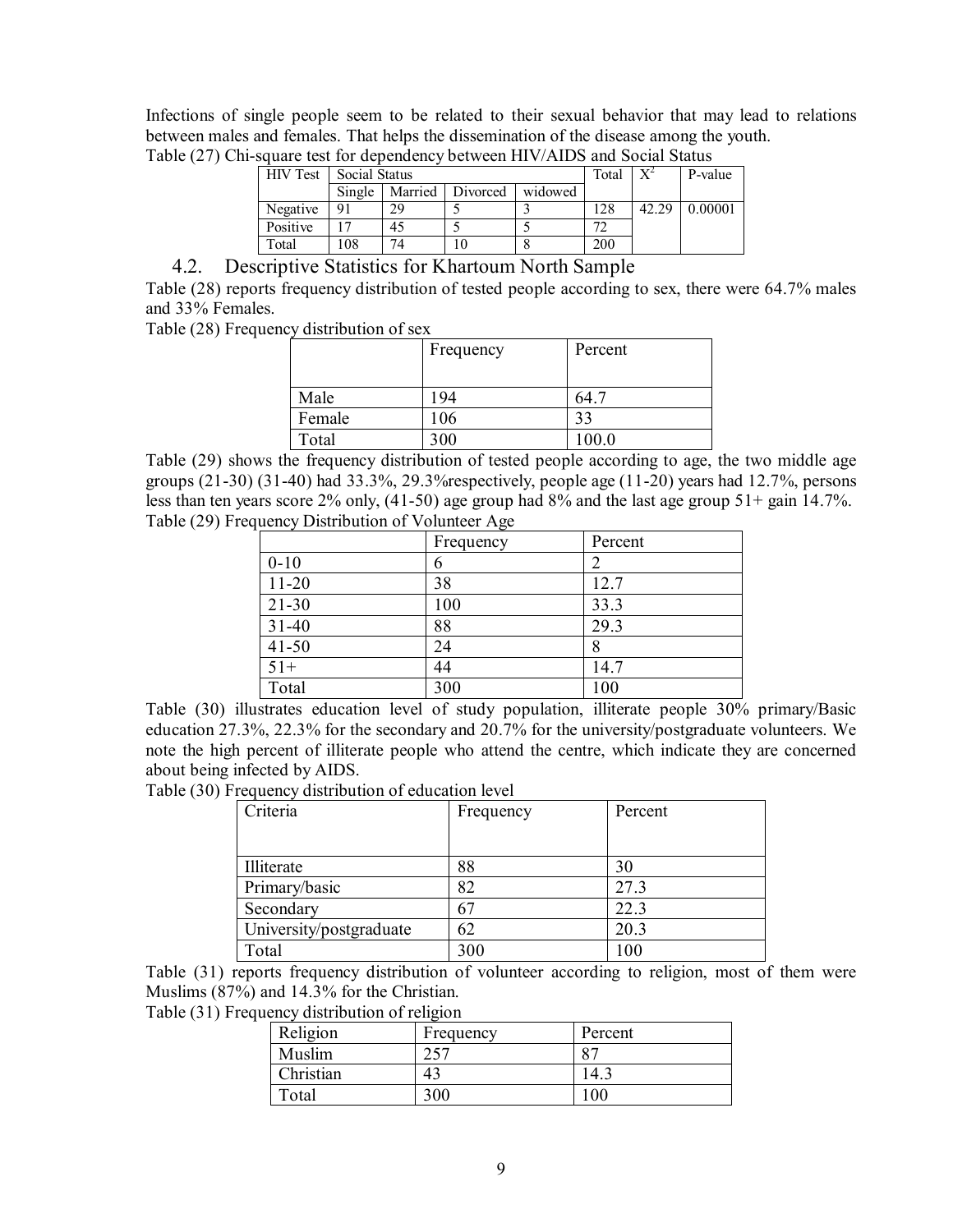Infections of single people seem to be related to their sexual behavior that may lead to relations between males and females. That helps the dissemination of the disease among the youth.

Table (27) Chi-square test for dependency between HIV/AIDS and Social Status

| HIV Test | Social Status | | | | Total | $X^2$ | P-value |
|---|---|---|---|---|---|---|---|
| | Single | Married | Divorced | widowed | | | |
| Negative | 91 | 29 | 5 | 3 | 128 | 42.29 | 0.00001 |
| Positive | 17 | 45 | 5 | 5 | 72 | | |
| Total | 108 | 74 | 10 | 8 | 200 | | |

## 4.2. Descriptive Statistics for Khartoum North Sample

Table (28) reports frequency distribution of tested people according to sex, there were 64.7% males and 33% Females.

Table (28) Frequency distribution of sex

| | Frequency | Percent |
|---|---|---|
| Male | 194 | 64.7 |
| Female | 106 | 33 |
| Total | 300 | 100.0 |

Table (29) shows the frequency distribution of tested people according to age, the two middle age groups (21-30) (31-40) had 33.3%, 29.3%respectively, people age (11-20) years had 12.7%, persons less than ten years score 2% only, (41-50) age group had 8% and the last age group 51+ gain 14.7%.

Table (29) Frequency Distribution of Volunteer Age

| | Frequency | Percent |
|---|---|---|
| 0-10 | 6 | 2 |
| 11-20 | 38 | 12.7 |
| 21-30 | 100 | 33.3 |
| 31-40 | 88 | 29.3 |
| 41-50 | 24 | 8 |
| 51+ | 44 | 14.7 |
| Total | 300 | 100 |

Table (30) illustrates education level of study population, illiterate people 30% primary/Basic education 27.3%, 22.3% for the secondary and 20.7% for the university/postgraduate volunteers. We note the high percent of illiterate people who attend the centre, which indicate they are concerned about being infected by AIDS.

Table (30) Frequency distribution of education level

| Criteria | Frequency | Percent |
|---|---|---|
| Illiterate | 88 | 30 |
| Primary/basic | 82 | 27.3 |
| Secondary | 67 | 22.3 |
| University/postgraduate | 62 | 20.3 |
| Total | 300 | 100 |

Table (31) reports frequency distribution of volunteer according to religion, most of them were Muslims (87%) and 14.3% for the Christian.

Table (31) Frequency distribution of religion

| Religion | Frequency | Percent |
|---|---|---|
| Muslim | 257 | 87 |
| Christian | 43 | 14.3 |
| Total | 300 | 100 |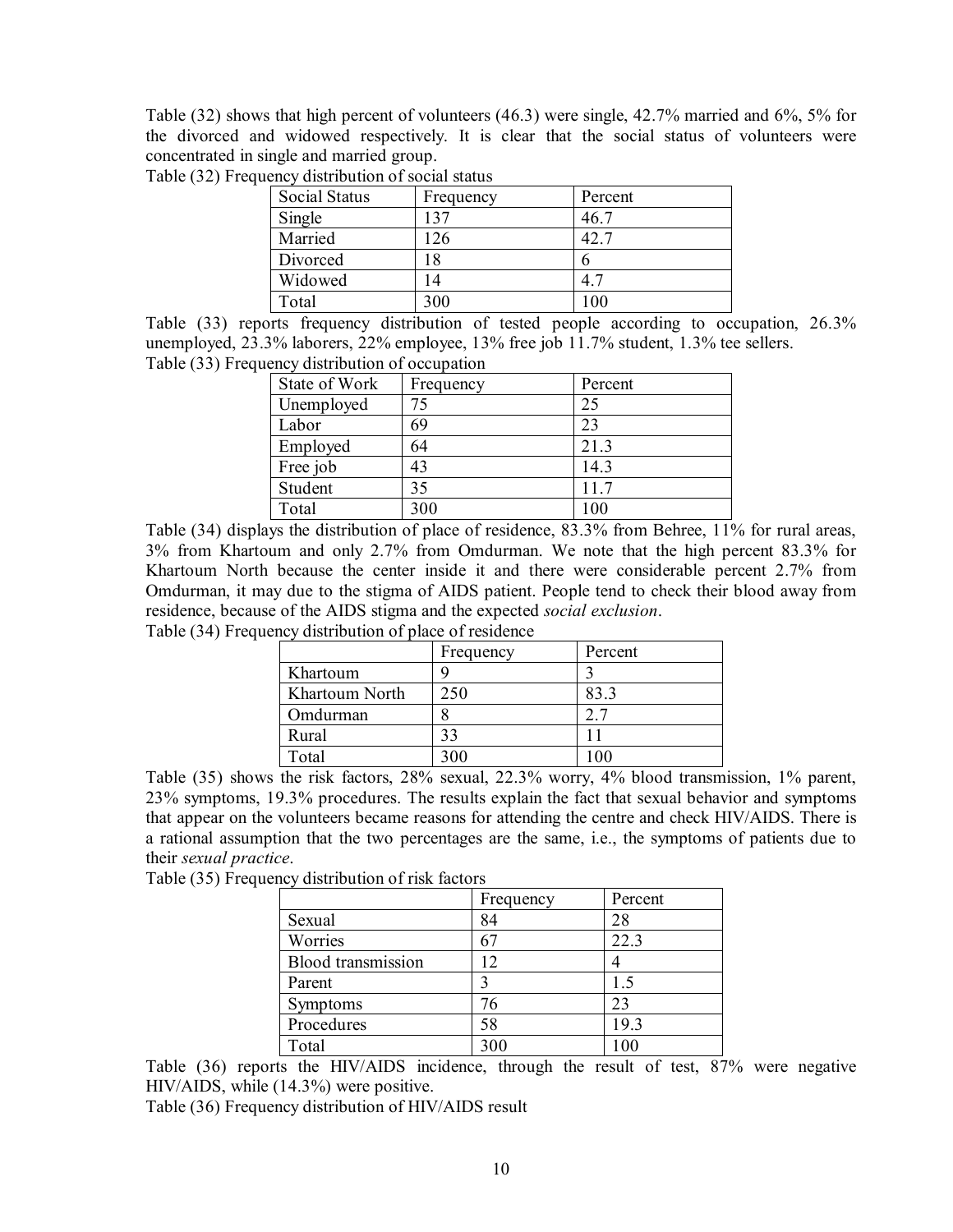Table (32) shows that high percent of volunteers (46.3) were single, 42.7% married and 6%, 5% for the divorced and widowed respectively. It is clear that the social status of volunteers were concentrated in single and married group.

Table (32) Frequency distribution of social status

| Social Status | Frequency | Percent |
|---|---|---|
| Single | 137 | 46.7 |
| Married | 126 | 42.7 |
| Divorced | 18 | 6 |
| Widowed | 14 | 4.7 |
| Total | 300 | 100 |

Table (33) reports frequency distribution of tested people according to occupation, 26.3% unemployed, 23.3% laborers, 22% employee, 13% free job 11.7% student, 1.3% tee sellers.

Table (33) Frequency distribution of occupation

| State of Work | Frequency | Percent |
|---|---|---|
| Unemployed | 75 | 25 |
| Labor | 69 | 23 |
| Employed | 64 | 21.3 |
| Free job | 43 | 14.3 |
| Student | 35 | 11.7 |
| Total | 300 | 100 |

Table (34) displays the distribution of place of residence, 83.3% from Behree, 11% for rural areas, 3% from Khartoum and only 2.7% from Omdurman. We note that the high percent 83.3% for Khartoum North because the center inside it and there were considerable percent 2.7% from Omdurman, it may due to the stigma of AIDS patient. People tend to check their blood away from residence, because of the AIDS stigma and the expected *social exclusion*.

Table (34) Frequency distribution of place of residence

| | Frequency | Percent |
|---|---|---|
| Khartoum | 9 | 3 |
| Khartoum North | 250 | 83.3 |
| Omdurman | 8 | 2.7 |
| Rural | 33 | 11 |
| Total | 300 | 100 |

Table (35) shows the risk factors, 28% sexual, 22.3% worry, 4% blood transmission, 1% parent, 23% symptoms, 19.3% procedures. The results explain the fact that sexual behavior and symptoms that appear on the volunteers became reasons for attending the centre and check HIV/AIDS. There is a rational assumption that the two percentages are the same, i.e., the symptoms of patients due to their *sexual practice*.

Table (35) Frequency distribution of risk factors

| | Frequency | Percent |
|---|---|---|
| Sexual | 84 | 28 |
| Worries | 67 | 22.3 |
| Blood transmission | 12 | 4 |
| Parent | 3 | 1.5 |
| Symptoms | 76 | 23 |
| Procedures | 58 | 19.3 |
| Total | 300 | 100 |

Table (36) reports the HIV/AIDS incidence, through the result of test, 87% were negative HIV/AIDS, while (14.3%) were positive.

Table (36) Frequency distribution of HIV/AIDS result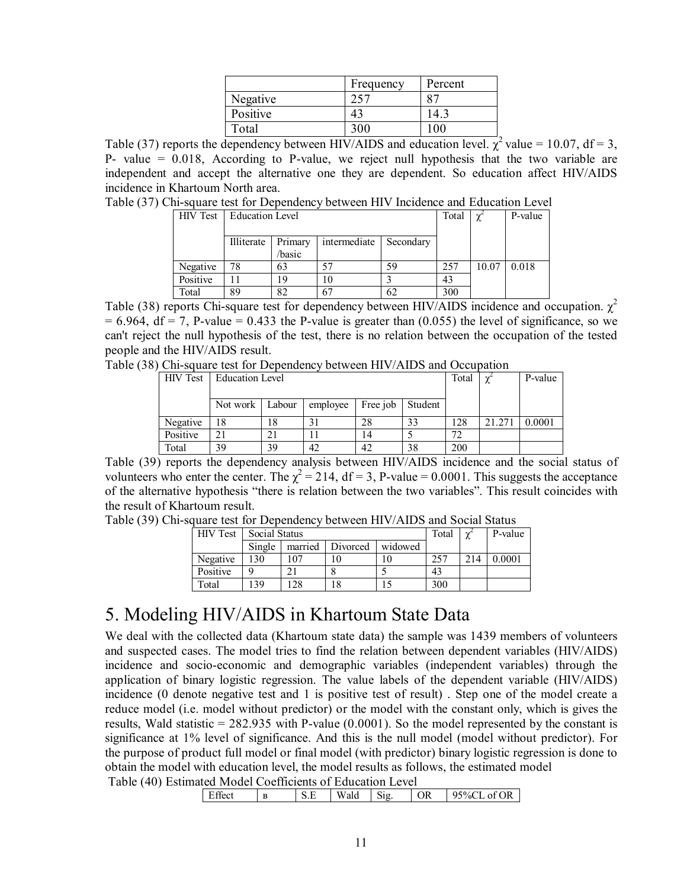| | Frequency | Percent |
|---|---|---|
| Negative | 257 | 87 |
| Positive | 43 | 14.3 |
| Total | 300 | 100 |

Table (37) reports the dependency between HIV/AIDS and education level. $\chi^2$ value = 10.07, df = 3, P- value = 0.018, According to P-value, we reject null hypothesis that the two variable are independent and accept the alternative one they are dependent. So education affect HIV/AIDS incidence in Khartoum North area.

Table (37) Chi-square test for Dependency between HIV Incidence and Education Level

| HIV Test | Education Level | | | | Total | $\chi^2$ | P-value |
|---|---|---|---|---|---|---|---|
| | Illiterate | Primary /basic | intermediate | Secondary | | | |
| Negative | 78 | 63 | 57 | 59 | 257 | 10.07 | 0.018 |
| Positive | 11 | 19 | 10 | 3 | 43 | | |
| Total | 89 | 82 | 67 | 62 | 300 | | |

Table (38) reports Chi-square test for dependency between HIV/AIDS incidence and occupation. $\chi^2$ = 6.964, df = 7, P-value = 0.433 the P-value is greater than (0.055) the level of significance, so we can't reject the null hypothesis of the test, there is no relation between the occupation of the tested people and the HIV/AIDS result.

Table (38) Chi-square test for Dependency between HIV/AIDS and Occupation

| HIV Test | Education Level | | | | | Total | $\chi^2$ | P-value |
|---|---|---|---|---|---|---|---|---|
| | Not work | Labour | employee | Free job | Student | | | |
| Negative | 18 | 18 | 31 | 28 | 33 | 128 | 21.271 | 0.0001 |
| Positive | 21 | 21 | 11 | 14 | 5 | 72 | | |
| Total | 39 | 39 | 42 | 42 | 38 | 200 | | |

Table (39) reports the dependency analysis between HIV/AIDS incidence and the social status of volunteers who enter the center. The $\chi^2$ = 214, df = 3, P-value = 0.0001. This suggests the acceptance of the alternative hypothesis "there is relation between the two variables". This result coincides with the result of Khartoum result.

Table (39) Chi-square test for Dependency between HIV/AIDS and Social Status

| HIV Test | Social Status | | | | Total | $\chi^2$ | P-value |
|---|---|---|---|---|---|---|---|
| | Single | married | Divorced | widowed | | | |
| Negative | 130 | 107 | 10 | 10 | 257 | 214 | 0.0001 |
| Positive | 9 | 21 | 8 | 5 | 43 | | |
| Total | 139 | 128 | 18 | 15 | 300 | | |

# 5. Modeling HIV/AIDS in Khartoum State Data

We deal with the collected data (Khartoum state data) the sample was 1439 members of volunteers and suspected cases. The model tries to find the relation between dependent variables (HIV/AIDS) incidence and socio-economic and demographic variables (independent variables) through the application of binary logistic regression. The value labels of the dependent variable (HIV/AIDS) incidence (0 denote negative test and 1 is positive test of result) . Step one of the model create a reduce model (i.e. model without predictor) or the model with the constant only, which is gives the results, Wald statistic = 282.935 with P-value (0.0001). So the model represented by the constant is significance at 1% level of significance. And this is the null model (model without predictor). For the purpose of product full model or final model (with predictor) binary logistic regression is done to obtain the model with education level, the model results as follows, the estimated model

Table (40) Estimated Model Coefficients of Education Level

| Effect | B | S.E | Wald | Sig. | OR | 95%CL of OR |
|---|---|---|---|---|---|---|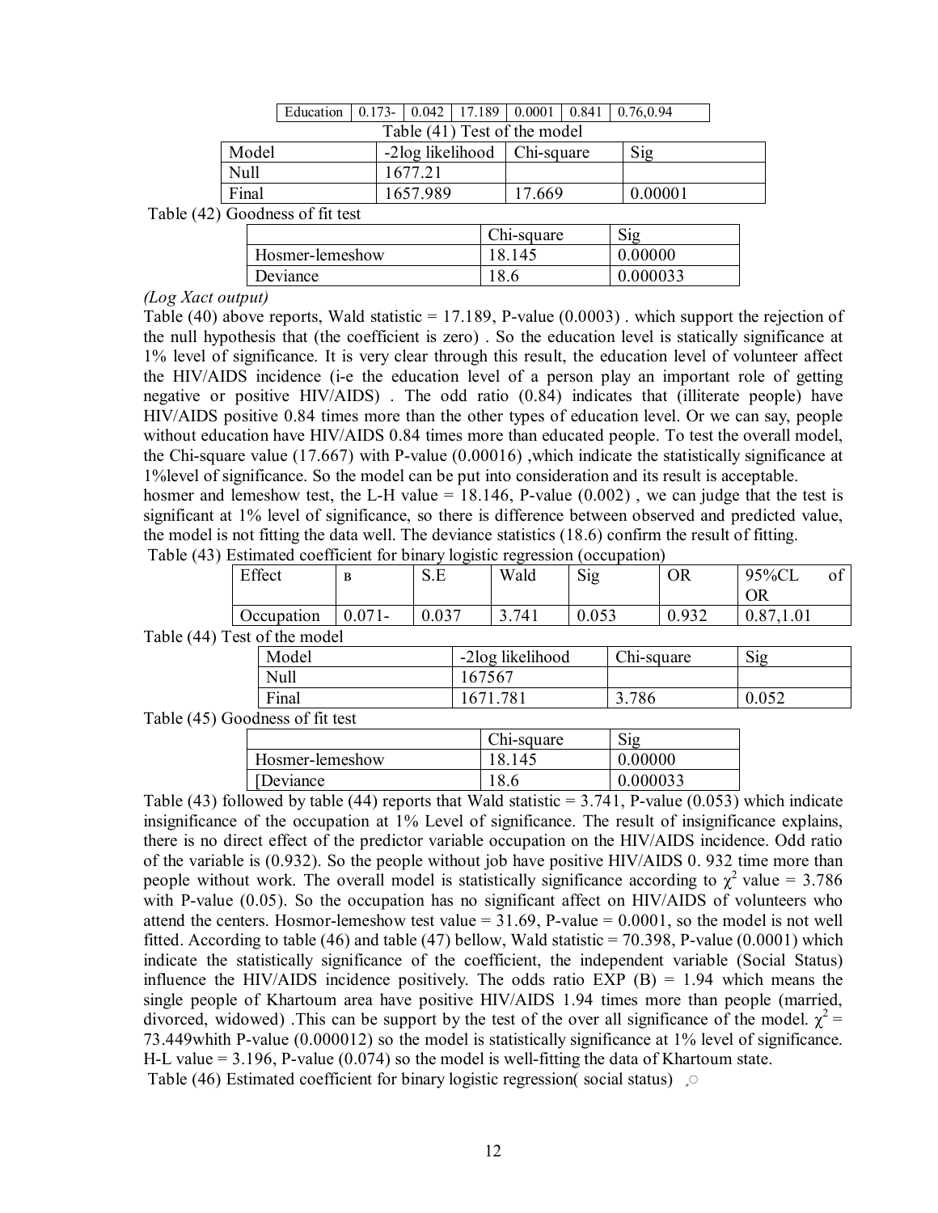| Education | 0.173- | 0.042 | 17.189 | 0.0001 | 0.841 | 0.76,0.94 |
|---|---|---|---|---|---|---|

Table (41) Test of the model

| Model | -2log likelihood | Chi-square | Sig |
|---|---|---|---|
| Null | 1677.21 | | |
| Final | 1657.989 | 17.669 | 0.00001 |

Table (42) Goodness of fit test

| | Chi-square | Sig |
|---|---|---|
| Hosmer-lemeshow | 18.145 | 0.00000 |
| Deviance | 18.6 | 0.000033 |

*(Log Xact output)*

Table (40) above reports, Wald statistic = 17.189, P-value (0.0003) . which support the rejection of the null hypothesis that (the coefficient is zero) . So the education level is statically significance at 1% level of significance. It is very clear through this result, the education level of volunteer affect the HIV/AIDS incidence (i-e the education level of a person play an important role of getting negative or positive HIV/AIDS) . The odd ratio (0.84) indicates that (illiterate people) have HIV/AIDS positive 0.84 times more than the other types of education level. Or we can say, people without education have HIV/AIDS 0.84 times more than educated people. To test the overall model, the Chi-square value (17.667) with P-value (0.00016) ,which indicate the statistically significance at 1%level of significance. So the model can be put into consideration and its result is acceptable.
hosmer and lemeshow test, the L-H value = 18.146, P-value (0.002) , we can judge that the test is significant at 1% level of significance, so there is difference between observed and predicted value, the model is not fitting the data well. The deviance statistics (18.6) confirm the result of fitting.

Table (43) Estimated coefficient for binary logistic regression (occupation)

| Effect | B | S.E | Wald | Sig | OR | 95%CL of OR |
|---|---|---|---|---|---|---|
| Occupation | 0.071- | 0.037 | 3.741 | 0.053 | 0.932 | 0.87,1.01 |

Table (44) Test of the model

| Model | -2log likelihood | Chi-square | Sig |
|---|---|---|---|
| Null | 167567 | | |
| Final | 1671.781 | 3.786 | 0.052 |

Table (45) Goodness of fit test

| | Chi-square | Sig |
|---|---|---|
| Hosmer-lemeshow | 18.145 | 0.00000 |
| [Deviance | 18.6 | 0.000033 |

Table (43) followed by table (44) reports that Wald statistic = 3.741, P-value (0.053) which indicate insignificance of the occupation at 1% Level of significance. The result of insignificance explains, there is no direct effect of the predictor variable occupation on the HIV/AIDS incidence. Odd ratio of the variable is (0.932). So the people without job have positive HIV/AIDS 0. 932 time more than people without work. The overall model is statistically significance according to $\chi^2$ value = 3.786 with P-value (0.05). So the occupation has no significant affect on HIV/AIDS of volunteers who attend the centers. Hosmor-lemeshow test value = 31.69, P-value = 0.0001, so the model is not well fitted. According to table (46) and table (47) bellow, Wald statistic = 70.398, P-value (0.0001) which indicate the statistically significance of the coefficient, the independent variable (Social Status) influence the HIV/AIDS incidence positively. The odds ratio EXP (B) = 1.94 which means the single people of Khartoum area have positive HIV/AIDS 1.94 times more than people (married, divorced, widowed) .This can be support by the test of the over all significance of the model. $\chi^2$ = 73.449whith P-value (0.000012) so the model is statistically significance at 1% level of significance. H-L value = 3.196, P-value (0.074) so the model is well-fitting the data of Khartoum state.

Table (46) Estimated coefficient for binary logistic regression( social status)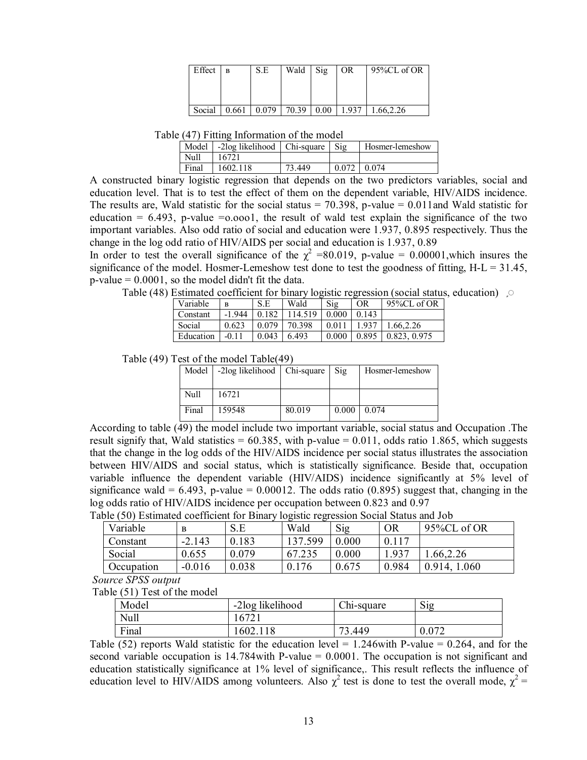| Effect | B | S.E | Wald | Sig | OR | 95%CL of OR |
|---|---|---|---|---|---|---|
| Social | 0.661 | 0.079 | 70.39 | 0.00 | 1.937 | 1.66,2.26 |

Table (47) Fitting Information of the model

| Model | -2log likelihood | Chi-square | Sig | Hosmer-lemeshow |
|---|---|---|---|---|
| Null | 16721 | | | |
| Final | 1602.118 | 73.449 | 0.072 | 0.074 |

A constructed binary logistic regression that depends on the two predictors variables, social and education level. That is to test the effect of them on the dependent variable, HIV/AIDS incidence. The results are, Wald statistic for the social status = 70.398, p-value = 0.011and Wald statistic for education = 6.493, p-value =o.ooo1, the result of wald test explain the significance of the two important variables. Also odd ratio of social and education were 1.937, 0.895 respectively. Thus the change in the log odd ratio of HIV/AIDS per social and education is 1.937, 0.89

In order to test the overall significance of the $\chi^2$ =80.019, p-value = 0.00001,which insures the significance of the model. Hosmer-Lemeshow test done to test the goodness of fitting, H-L = 31.45, p-value = 0.0001, so the model didn't fit the data.

Table (48) Estimated coefficient for binary logistic regression (social status, education)

| Variable | B | S.E | Wald | Sig | OR | 95%CL of OR |
|---|---|---|---|---|---|---|
| Constant | -1.944 | 0.182 | 114.519 | 0.000 | 0.143 | |
| Social | 0.623 | 0.079 | 70.398 | 0.011 | 1.937 | 1.66,2.26 |
| Education | -0.11 | 0.043 | 6.493 | 0.000 | 0.895 | 0.823, 0.975 |

Table (49) Test of the model Table(49)

| Model | -2log likelihood | Chi-square | Sig | Hosmer-lemeshow |
|---|---|---|---|---|
| Null | 16721 | | | |
| Final | 159548 | 80.019 | 0.000 | 0.074 |

According to table (49) the model include two important variable, social status and Occupation .The result signify that, Wald statistics = 60.385, with p-value = 0.011, odds ratio 1.865, which suggests that the change in the log odds of the HIV/AIDS incidence per social status illustrates the association between HIV/AIDS and social status, which is statistically significance. Beside that, occupation variable influence the dependent variable (HIV/AIDS) incidence significantly at 5% level of significance wald = 6.493, p-value = 0.00012. The odds ratio (0.895) suggest that, changing in the log odds ratio of HIV/AIDS incidence per occupation between 0.823 and 0.97

Table (50) Estimated coefficient for Binary logistic regression Social Status and Job

| Variable | B | S.E | Wald | Sig | OR | 95%CL of OR |
|---|---|---|---|---|---|---|
| Constant | -2.143 | 0.183 | 137.599 | 0.000 | 0.117 | |
| Social | 0.655 | 0.079 | 67.235 | 0.000 | 1.937 | 1.66,2.26 |
| Occupation | -0.016 | 0.038 | 0.176 | 0.675 | 0.984 | 0.914, 1.060 |

*Source SPSS output*

Table (51) Test of the model

| Model | -2log likelihood | Chi-square | Sig |
|---|---|---|---|
| Null | 16721 | | |
| Final | 1602.118 | 73.449 | 0.072 |

Table (52) reports Wald statistic for the education level = 1.246with P-value = 0.264, and for the second variable occupation is 14.784with P-value = 0.0001. The occupation is not significant and education statistically significance at 1% level of significance,. This result reflects the influence of education level to HIV/AIDS among volunteers. Also $\chi^2$ test is done to test the overall mode, $\chi^2$ =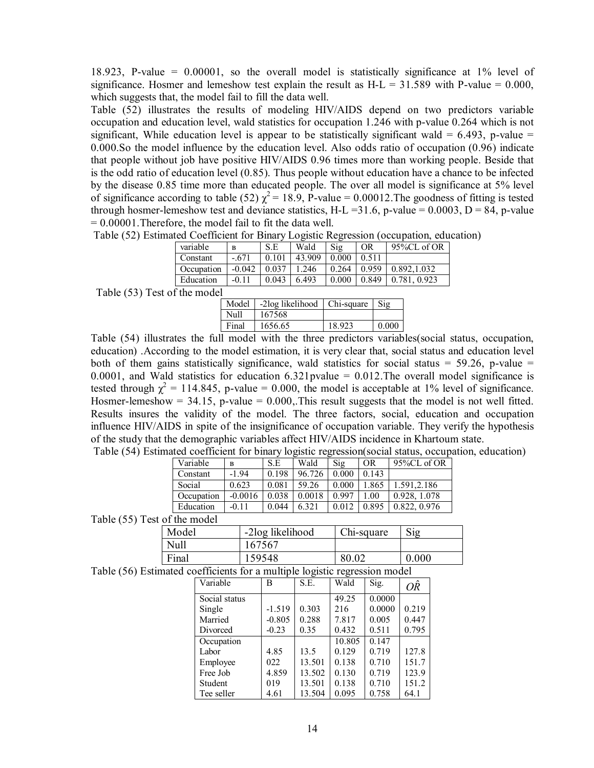18.923, P-value = 0.00001, so the overall model is statistically significance at 1% level of significance. Hosmer and lemeshow test explain the result as H-L = 31.589 with P-value = 0.000, which suggests that, the model fail to fill the data well.

Table (52) illustrates the results of modeling HIV/AIDS depend on two predictors variable occupation and education level, wald statistics for occupation 1.246 with p-value 0.264 which is not significant, While education level is appear to be statistically significant wald = 6.493, p-value = 0.000.So the model influence by the education level. Also odds ratio of occupation (0.96) indicate that people without job have positive HIV/AIDS 0.96 times more than working people. Beside that is the odd ratio of education level (0.85). Thus people without education have a chance to be infected by the disease 0.85 time more than educated people. The over all model is significance at 5% level of significance according to table (52) $\chi^2 = 18.9$, P-value = 0.00012.The goodness of fitting is tested through hosmer-lemeshow test and deviance statistics, H-L =31.6, p-value = 0.0003, D = 84, p-value = 0.00001.Therefore, the model fail to fit the data well.

Table (52) Estimated Coefficient for Binary Logistic Regression (occupation, education)

| variable | B | S.E | Wald | Sig | OR | 95%CL of OR |
|---|---|---|---|---|---|---|
| Constant | -.671 | 0.101 | 43.909 | 0.000 | 0.511 | |
| Occupation | -0.042 | 0.037 | 1.246 | 0.264 | 0.959 | 0.892,1.032 |
| Education | -0.11 | 0.043 | 6.493 | 0.000 | 0.849 | 0.781, 0.923 |

Table (53) Test of the model

| Model | -2log likelihood | Chi-square | Sig |
|---|---|---|---|
| Null | 167568 | | |
| Final | 1656.65 | 18.923 | 0.000 |

Table (54) illustrates the full model with the three predictors variables(social status, occupation, education) .According to the model estimation, it is very clear that, social status and education level both of them gains statistically significance, wald statistics for social status = 59.26, p-value = 0.0001, and Wald statistics for education 6.321pvalue = 0.012.The overall model significance is tested through $\chi^2 = 114.845$, p-value = 0.000, the model is acceptable at 1% level of significance. Hosmer-lemeshow = 34.15, p-value = 0.000,.This result suggests that the model is not well fitted. Results insures the validity of the model. The three factors, social, education and occupation influence HIV/AIDS in spite of the insignificance of occupation variable. They verify the hypothesis of the study that the demographic variables affect HIV/AIDS incidence in Khartoum state.

Table (54) Estimated coefficient for binary logistic regression(social status, occupation, education)

| Variable | B | S.E | Wald | Sig | OR | 95%CL of OR |
|---|---|---|---|---|---|---|
| Constant | -1.94 | 0.198 | 96.726 | 0.000 | 0.143 | |
| Social | 0.623 | 0.081 | 59.26 | 0.000 | 1.865 | 1.591,2.186 |
| Occupation | -0.0016 | 0.038 | 0.0018 | 0.997 | 1.00 | 0.928, 1.078 |
| Education | -0.11 | 0.044 | 6.321 | 0.012 | 0.895 | 0.822, 0.976 |

Table (55) Test of the model

| Model | -2log likelihood | Chi-square | Sig |
|---|---|---|---|
| Null | 167567 | | |
| Final | 159548 | 80.02 | 0.000 |

Table (56) Estimated coefficients for a multiple logistic regression model

| Variable | B | S.E. | Wald | Sig. | $\hat{OR}$ |
|---|---|---|---|---|---|
| Social status | | | 49.25 | 0.0000 | |
| Single | -1.519 | 0.303 | 216 | 0.0000 | 0.219 |
| Married | -0.805 | 0.288 | 7.817 | 0.005 | 0.447 |
| Divorced | -0.23 | 0.35 | 0.432 | 0.511 | 0.795 |
| Occupation | | | 10.805 | 0.147 | |
| Labor | 4.85 | 13.5 | 0.129 | 0.719 | 127.8 |
| Employee | 022 | 13.501 | 0.138 | 0.710 | 151.7 |
| Free Job | 4.859 | 13.502 | 0.130 | 0.719 | 123.9 |
| Student | 019 | 13.501 | 0.138 | 0.710 | 151.2 |
| Tee seller | 4.61 | 13.504 | 0.095 | 0.758 | 64.1 |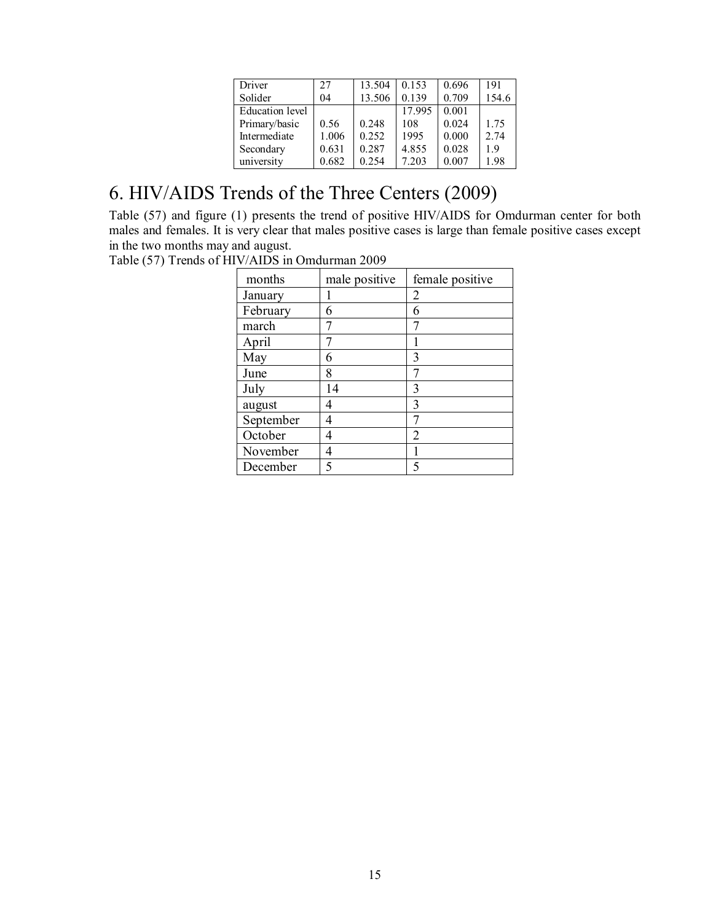| | | | | | |
|---|---|---|---|---|---|
| Driver | 27 | 13.504 | 0.153 | 0.696 | 191 |
| Solider | 04 | 13.506 | 0.139 | 0.709 | 154.6 |
| Education level | | | 17.995 | 0.001 | |
| Primary/basic | 0.56 | 0.248 | 108 | 0.024 | 1.75 |
| Intermediate | 1.006 | 0.252 | 1995 | 0.000 | 2.74 |
| Secondary | 0.631 | 0.287 | 4.855 | 0.028 | 1.9 |
| university | 0.682 | 0.254 | 7.203 | 0.007 | 1.98 |

# 6. HIV/AIDS Trends of the Three Centers (2009)

Table (57) and figure (1) presents the trend of positive HIV/AIDS for Omdurman center for both males and females. It is very clear that males positive cases is large than female positive cases except in the two months may and august.

Table (57) Trends of HIV/AIDS in Omdurman 2009

| months | male positive | female positive |
|---|---|---|
| January | 1 | 2 |
| February | 6 | 6 |
| march | 7 | 7 |
| April | 7 | 1 |
| May | 6 | 3 |
| June | 8 | 7 |
| July | 14 | 3 |
| august | 4 | 3 |
| September | 4 | 7 |
| October | 4 | 2 |
| November | 4 | 1 |
| December | 5 | 5 |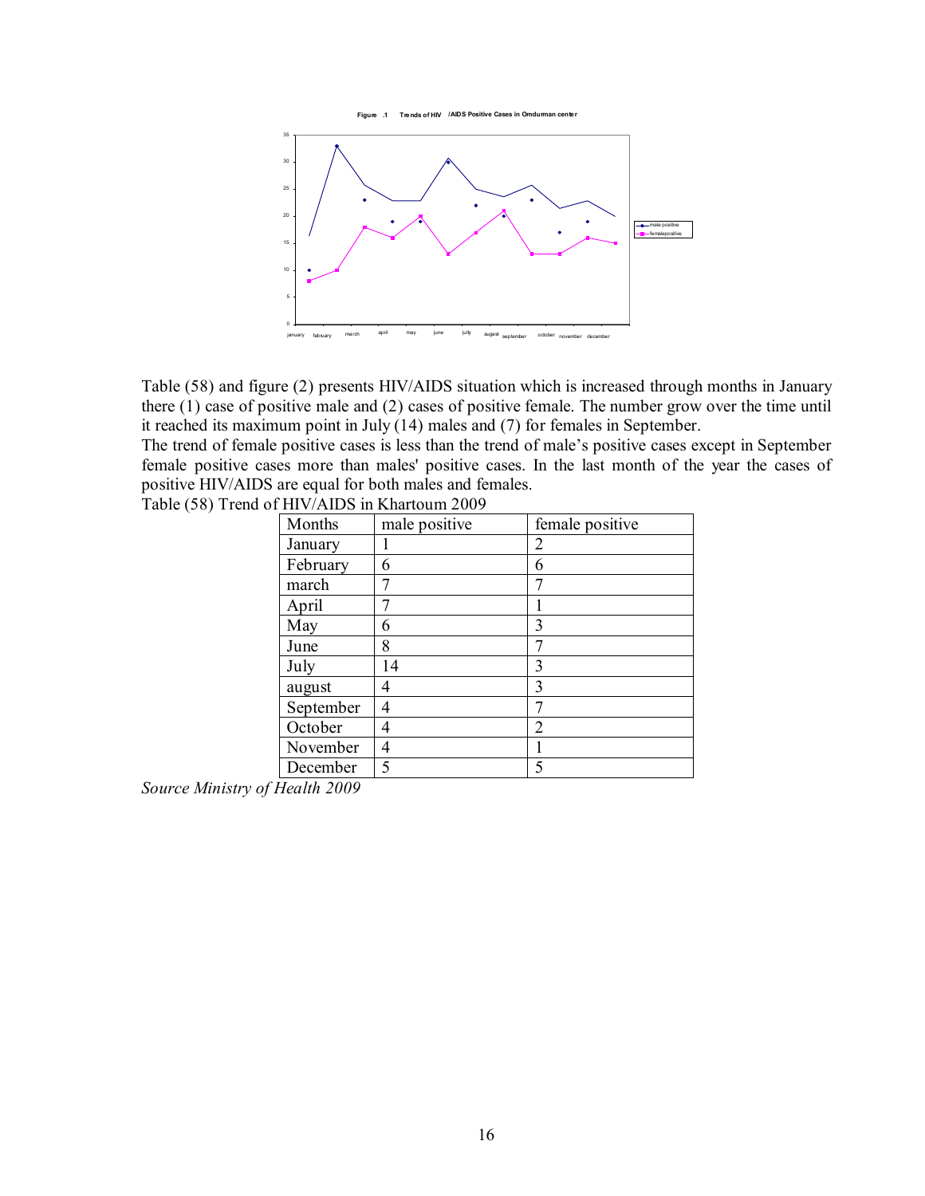Figure .1 Trends of HIV /AIDS Positive Cases in Omdurman center

Table (58) and figure (2) presents HIV/AIDS situation which is increased through months in January there (1) case of positive male and (2) cases of positive female. The number grow over the time until it reached its maximum point in July (14) males and (7) for females in September.

The trend of female positive cases is less than the trend of male's positive cases except in September female positive cases more than males' positive cases. In the last month of the year the cases of positive HIV/AIDS are equal for both males and females.

Table (58) Trend of HIV/AIDS in Khartoum 2009

| Months | male positive | female positive |
|---|---|---|
| January | 1 | 2 |
| February | 6 | 6 |
| march | 7 | 7 |
| April | 7 | 1 |
| May | 6 | 3 |
| June | 8 | 7 |
| July | 14 | 3 |
| august | 4 | 3 |
| September | 4 | 7 |
| October | 4 | 2 |
| November | 4 | 1 |
| December | 5 | 5 |

*Source Ministry of Health 2009*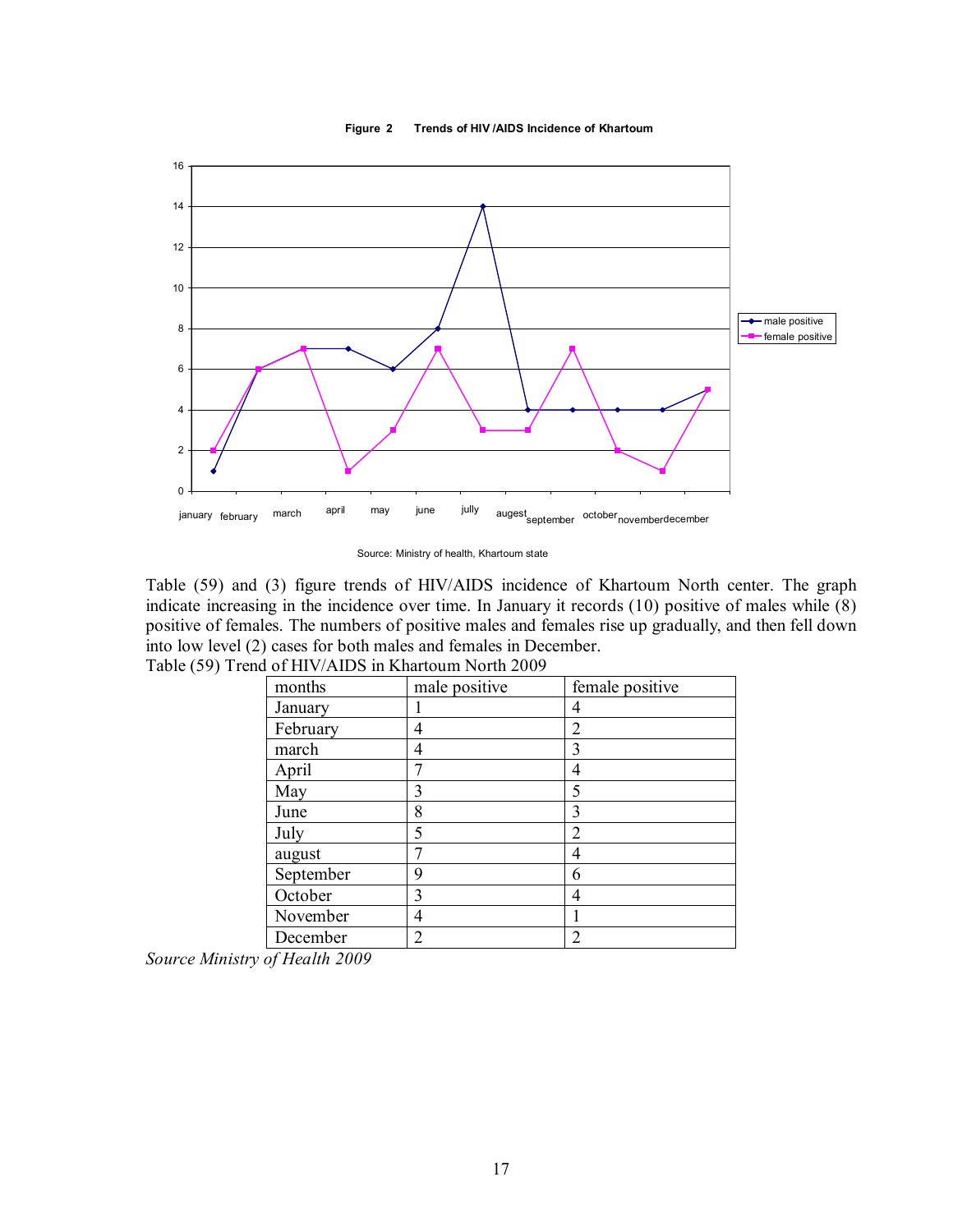**Figure 2 Trends of HIV /AIDS Incidence of Khartoum**

Source: Ministry of health, Khartoum state

Table (59) and (3) figure trends of HIV/AIDS incidence of Khartoum North center. The graph indicate increasing in the incidence over time. In January it records (10) positive of males while (8) positive of females. The numbers of positive males and females rise up gradually, and then fell down into low level (2) cases for both males and females in December.

Table (59) Trend of HIV/AIDS in Khartoum North 2009

| months | male positive | female positive |
|---|---|---|
| January | 1 | 4 |
| February | 4 | 2 |
| march | 4 | 3 |
| April | 7 | 4 |
| May | 3 | 5 |
| June | 8 | 3 |
| July | 5 | 2 |
| august | 7 | 4 |
| September | 9 | 6 |
| October | 3 | 4 |
| November | 4 | 1 |
| December | 2 | 2 |

*Source Ministry of Health 2009*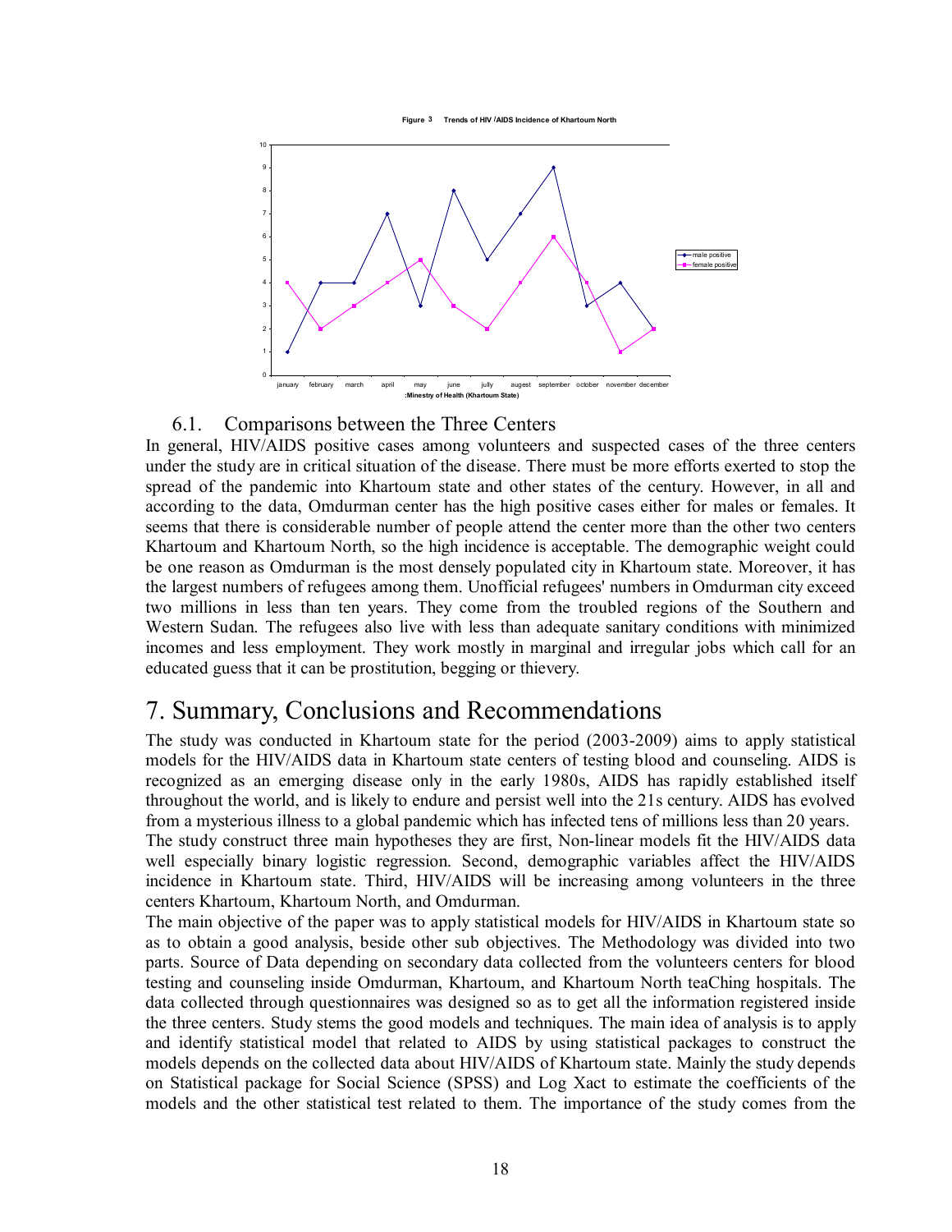Figure 3 Trends of HIV /AIDS Incidence of Khartoum North

:Minestry of Health (Khartoum State)

### 6.1. Comparisons between the Three Centers

In general, HIV/AIDS positive cases among volunteers and suspected cases of the three centers under the study are in critical situation of the disease. There must be more efforts exerted to stop the spread of the pandemic into Khartoum state and other states of the century. However, in all and according to the data, Omdurman center has the high positive cases either for males or females. It seems that there is considerable number of people attend the center more than the other two centers Khartoum and Khartoum North, so the high incidence is acceptable. The demographic weight could be one reason as Omdurman is the most densely populated city in Khartoum state. Moreover, it has the largest numbers of refugees among them. Unofficial refugees' numbers in Omdurman city exceed two millions in less than ten years. They come from the troubled regions of the Southern and Western Sudan. The refugees also live with less than adequate sanitary conditions with minimized incomes and less employment. They work mostly in marginal and irregular jobs which call for an educated guess that it can be prostitution, begging or thievery.

# 7. Summary, Conclusions and Recommendations

The study was conducted in Khartoum state for the period (2003-2009) aims to apply statistical models for the HIV/AIDS data in Khartoum state centers of testing blood and counseling. AIDS is recognized as an emerging disease only in the early 1980s, AIDS has rapidly established itself throughout the world, and is likely to endure and persist well into the 21s century. AIDS has evolved from a mysterious illness to a global pandemic which has infected tens of millions less than 20 years.

The study construct three main hypotheses they are first, Non-linear models fit the HIV/AIDS data well especially binary logistic regression. Second, demographic variables affect the HIV/AIDS incidence in Khartoum state. Third, HIV/AIDS will be increasing among volunteers in the three centers Khartoum, Khartoum North, and Omdurman.

The main objective of the paper was to apply statistical models for HIV/AIDS in Khartoum state so as to obtain a good analysis, beside other sub objectives. The Methodology was divided into two parts. Source of Data depending on secondary data collected from the volunteers centers for blood testing and counseling inside Omdurman, Khartoum, and Khartoum North teaChing hospitals. The data collected through questionnaires was designed so as to get all the information registered inside the three centers. Study stems the good models and techniques. The main idea of analysis is to apply and identify statistical model that related to AIDS by using statistical packages to construct the models depends on the collected data about HIV/AIDS of Khartoum state. Mainly the study depends on Statistical package for Social Science (SPSS) and Log Xact to estimate the coefficients of the models and the other statistical test related to them. The importance of the study comes from the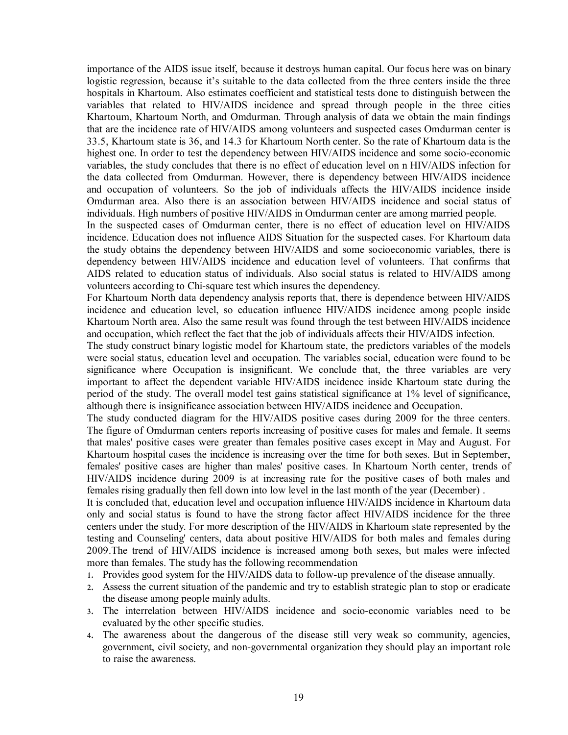importance of the AIDS issue itself, because it destroys human capital. Our focus here was on binary logistic regression, because it's suitable to the data collected from the three centers inside the three hospitals in Khartoum. Also estimates coefficient and statistical tests done to distinguish between the variables that related to HIV/AIDS incidence and spread through people in the three cities Khartoum, Khartoum North, and Omdurman. Through analysis of data we obtain the main findings that are the incidence rate of HIV/AIDS among volunteers and suspected cases Omdurman center is 33.5, Khartoum state is 36, and 14.3 for Khartoum North center. So the rate of Khartoum data is the highest one. In order to test the dependency between HIV/AIDS incidence and some socio-economic variables, the study concludes that there is no effect of education level on n HIV/AIDS infection for the data collected from Omdurman. However, there is dependency between HIV/AIDS incidence and occupation of volunteers. So the job of individuals affects the HIV/AIDS incidence inside Omdurman area. Also there is an association between HIV/AIDS incidence and social status of individuals. High numbers of positive HIV/AIDS in Omdurman center are among married people.

In the suspected cases of Omdurman center, there is no effect of education level on HIV/AIDS incidence. Education does not influence AIDS Situation for the suspected cases. For Khartoum data the study obtains the dependency between HIV/AIDS and some socioeconomic variables, there is dependency between HIV/AIDS incidence and education level of volunteers. That confirms that AIDS related to education status of individuals. Also social status is related to HIV/AIDS among volunteers according to Chi-square test which insures the dependency.

For Khartoum North data dependency analysis reports that, there is dependence between HIV/AIDS incidence and education level, so education influence HIV/AIDS incidence among people inside Khartoum North area. Also the same result was found through the test between HIV/AIDS incidence and occupation, which reflect the fact that the job of individuals affects their HIV/AIDS infection.

The study construct binary logistic model for Khartoum state, the predictors variables of the models were social status, education level and occupation. The variables social, education were found to be significance where Occupation is insignificant. We conclude that, the three variables are very important to affect the dependent variable HIV/AIDS incidence inside Khartoum state during the period of the study. The overall model test gains statistical significance at 1% level of significance, although there is insignificance association between HIV/AIDS incidence and Occupation.

The study conducted diagram for the HIV/AIDS positive cases during 2009 for the three centers. The figure of Omdurman centers reports increasing of positive cases for males and female. It seems that males' positive cases were greater than females positive cases except in May and August. For Khartoum hospital cases the incidence is increasing over the time for both sexes. But in September, females' positive cases are higher than males' positive cases. In Khartoum North center, trends of HIV/AIDS incidence during 2009 is at increasing rate for the positive cases of both males and females rising gradually then fell down into low level in the last month of the year (December) .

It is concluded that, education level and occupation influence HIV/AIDS incidence in Khartoum data only and social status is found to have the strong factor affect HIV/AIDS incidence for the three centers under the study. For more description of the HIV/AIDS in Khartoum state represented by the testing and Counseling' centers, data about positive HIV/AIDS for both males and females during 2009.The trend of HIV/AIDS incidence is increased among both sexes, but males were infected more than females. The study has the following recommendation

1. Provides good system for the HIV/AIDS data to follow-up prevalence of the disease annually.
2. Assess the current situation of the pandemic and try to establish strategic plan to stop or eradicate the disease among people mainly adults.
3. The interrelation between HIV/AIDS incidence and socio-economic variables need to be evaluated by the other specific studies.
4. The awareness about the dangerous of the disease still very weak so community, agencies, government, civil society, and non-governmental organization they should play an important role to raise the awareness.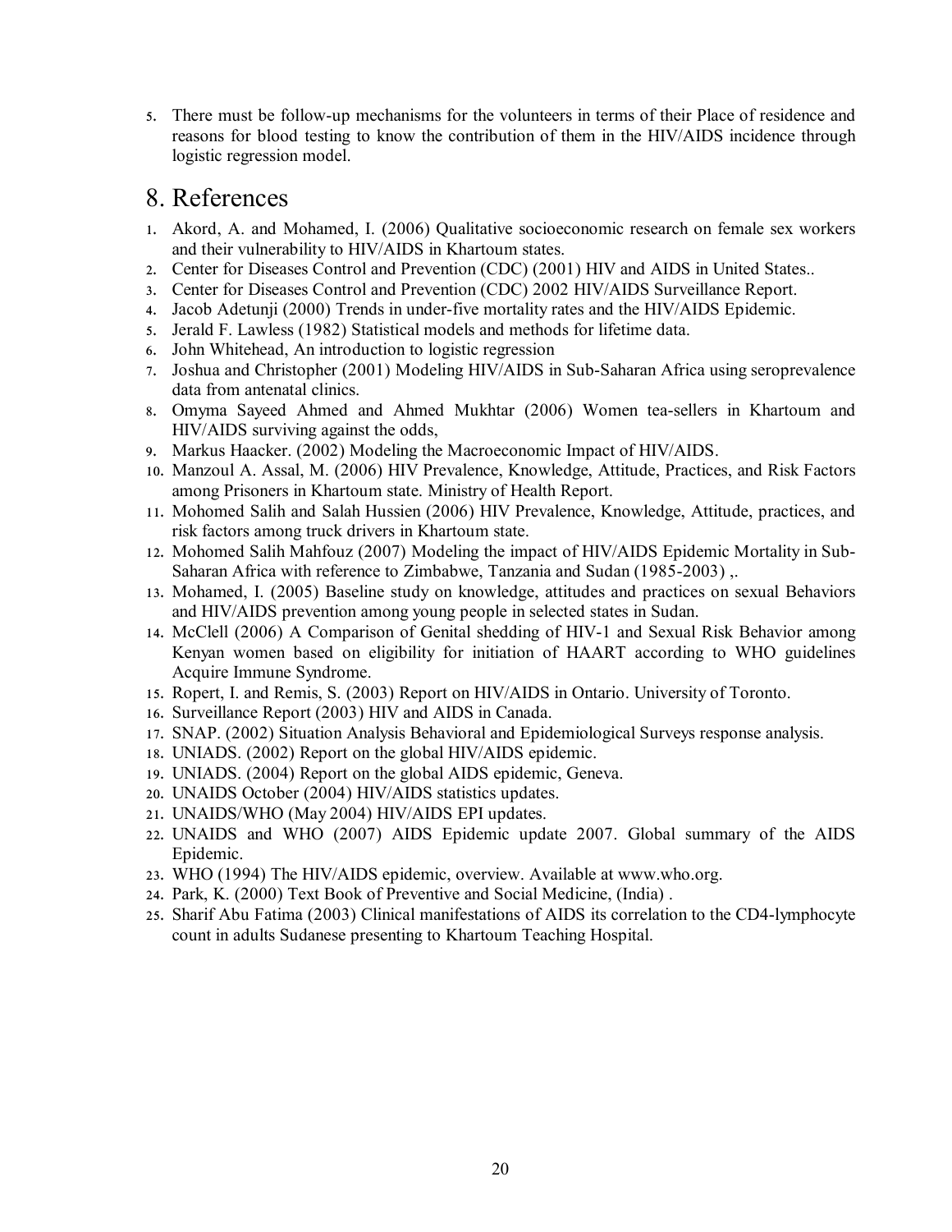5. There must be follow-up mechanisms for the volunteers in terms of their Place of residence and reasons for blood testing to know the contribution of them in the HIV/AIDS incidence through logistic regression model.

# 8. References

1. Akord, A. and Mohamed, I. (2006) Qualitative socioeconomic research on female sex workers and their vulnerability to HIV/AIDS in Khartoum states.
2. Center for Diseases Control and Prevention (CDC) (2001) HIV and AIDS in United States..
3. Center for Diseases Control and Prevention (CDC) 2002 HIV/AIDS Surveillance Report.
4. Jacob Adetunji (2000) Trends in under-five mortality rates and the HIV/AIDS Epidemic.
5. Jerald F. Lawless (1982) Statistical models and methods for lifetime data.
6. John Whitehead, An introduction to logistic regression
7. Joshua and Christopher (2001) Modeling HIV/AIDS in Sub-Saharan Africa using seroprevalence data from antenatal clinics.
8. Omyma Sayeed Ahmed and Ahmed Mukhtar (2006) Women tea-sellers in Khartoum and HIV/AIDS surviving against the odds,
9. Markus Haacker. (2002) Modeling the Macroeconomic Impact of HIV/AIDS.
10. Manzoul A. Assal, M. (2006) HIV Prevalence, Knowledge, Attitude, Practices, and Risk Factors among Prisoners in Khartoum state. Ministry of Health Report.
11. Mohomed Salih and Salah Hussien (2006) HIV Prevalence, Knowledge, Attitude, practices, and risk factors among truck drivers in Khartoum state.
12. Mohomed Salih Mahfouz (2007) Modeling the impact of HIV/AIDS Epidemic Mortality in Sub-Saharan Africa with reference to Zimbabwe, Tanzania and Sudan (1985-2003) ,.
13. Mohamed, I. (2005) Baseline study on knowledge, attitudes and practices on sexual Behaviors and HIV/AIDS prevention among young people in selected states in Sudan.
14. McClell (2006) A Comparison of Genital shedding of HIV-1 and Sexual Risk Behavior among Kenyan women based on eligibility for initiation of HAART according to WHO guidelines Acquire Immune Syndrome.
15. Ropert, I. and Remis, S. (2003) Report on HIV/AIDS in Ontario. University of Toronto.
16. Surveillance Report (2003) HIV and AIDS in Canada.
17. SNAP. (2002) Situation Analysis Behavioral and Epidemiological Surveys response analysis.
18. UNIADS. (2002) Report on the global HIV/AIDS epidemic.
19. UNIADS. (2004) Report on the global AIDS epidemic, Geneva.
20. UNAIDS October (2004) HIV/AIDS statistics updates.
21. UNAIDS/WHO (May 2004) HIV/AIDS EPI updates.
22. UNAIDS and WHO (2007) AIDS Epidemic update 2007. Global summary of the AIDS Epidemic.
23. WHO (1994) The HIV/AIDS epidemic, overview. Available at www.who.org.
24. Park, K. (2000) Text Book of Preventive and Social Medicine, (India) .
25. Sharif Abu Fatima (2003) Clinical manifestations of AIDS its correlation to the CD4-lymphocyte count in adults Sudanese presenting to Khartoum Teaching Hospital.